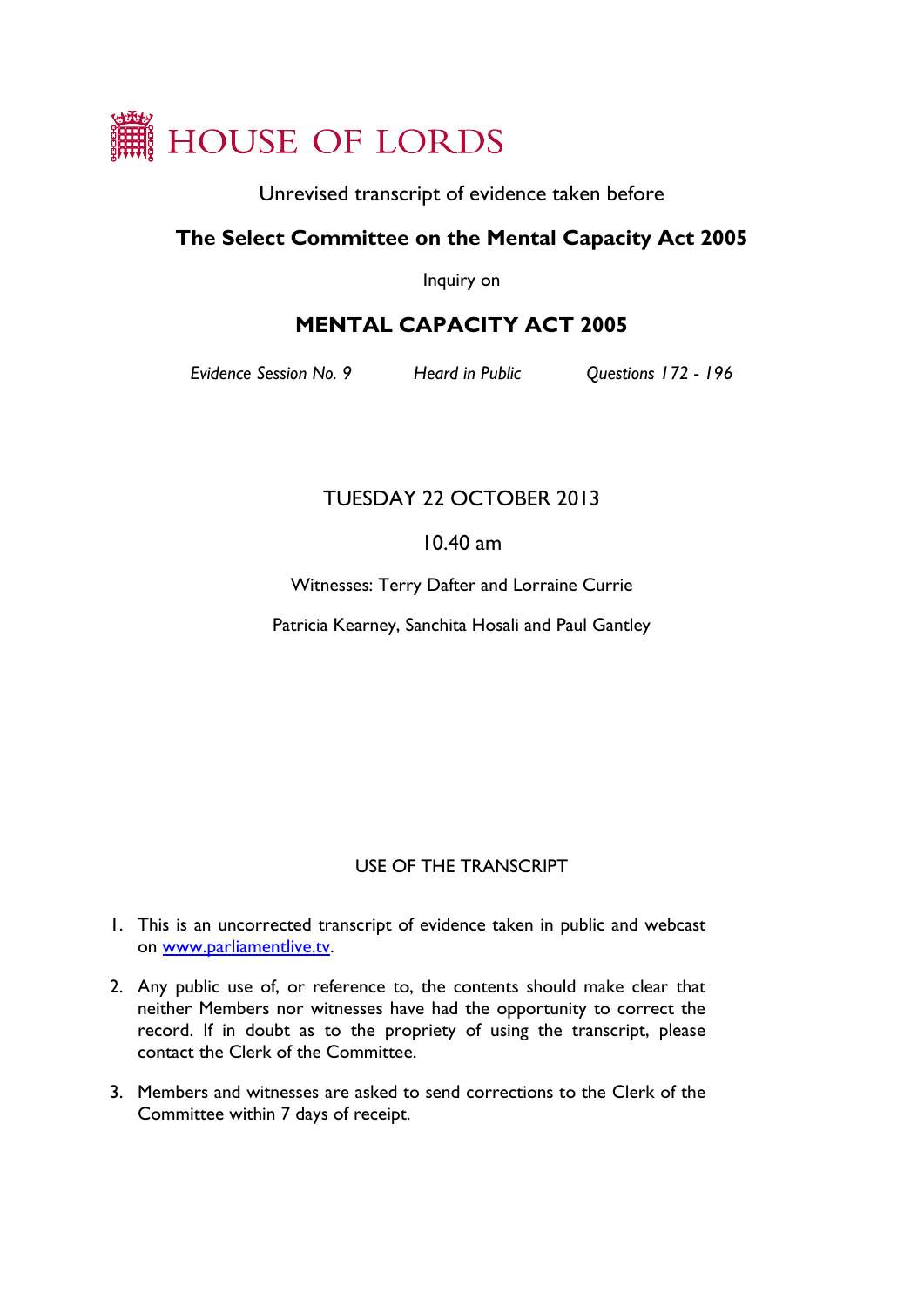# HOUSE OF LORDS

Unrevised transcript of evidence taken before

## The Select Committee on the Mental Capacity Act 2005

Inquiry on

## MENTAL CAPACITY ACT 2005

*Evidence Session No. 9* *Heard in Public* *Questions 172 - 196*

TUESDAY 22 OCTOBER 2013

10.40 am

Witnesses: Terry Dafter and Lorraine Currie

Patricia Kearney, Sanchita Hosali and Paul Gantley

USE OF THE TRANSCRIPT

1. This is an uncorrected transcript of evidence taken in public and webcast on [www.parliamentlive.tv](http://www.parliamentlive.tv).
2. Any public use of, or reference to, the contents should make clear that neither Members nor witnesses have had the opportunity to correct the record. If in doubt as to the propriety of using the transcript, please contact the Clerk of the Committee.
3. Members and witnesses are asked to send corrections to the Clerk of the Committee within 7 days of receipt.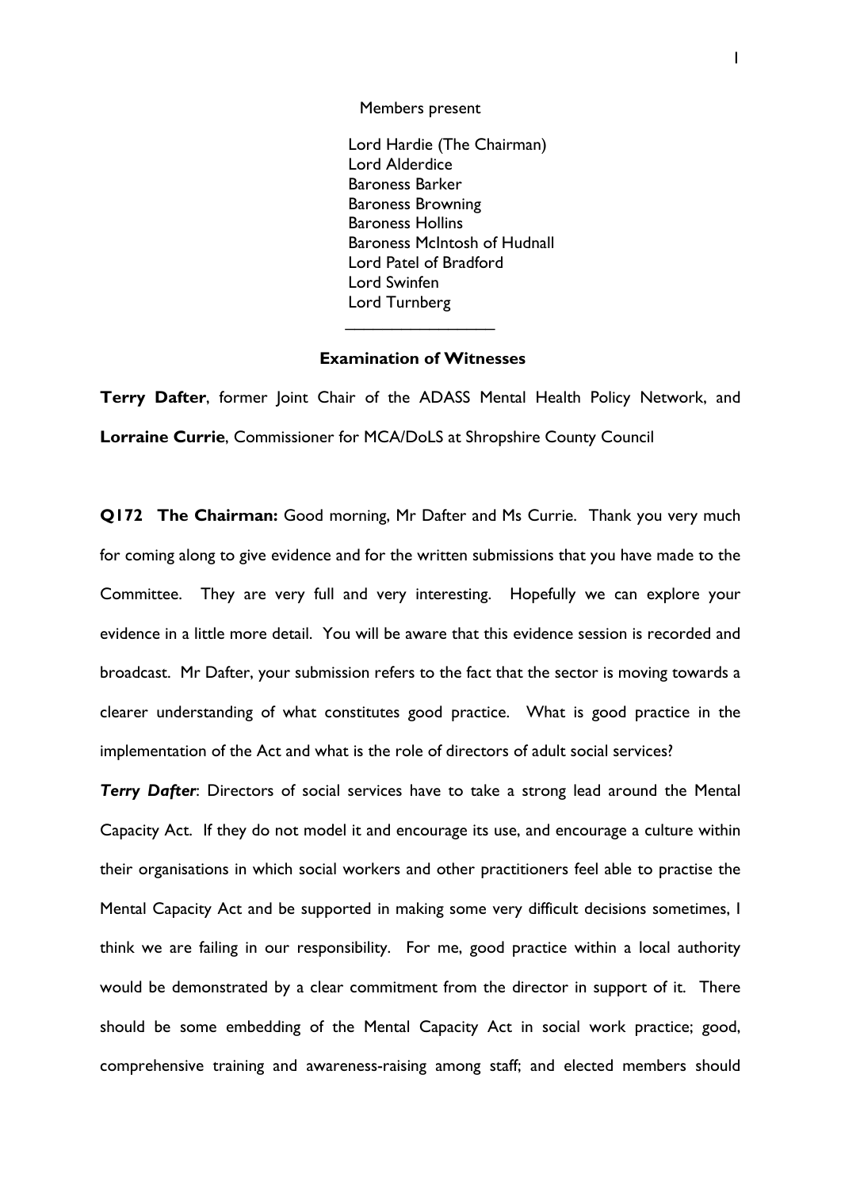Members present

Lord Hardie (The Chairman)
Lord Alderdice
Baroness Barker
Baroness Browning
Baroness Hollins
Baroness McIntosh of Hudnall
Lord Patel of Bradford
Lord Swinfen
Lord Turnberg

---

**Examination of Witnesses**

**Terry Dafter**, former Joint Chair of the ADASS Mental Health Policy Network, and **Lorraine Currie**, Commissioner for MCA/DoLS at Shropshire County Council

**Q172 The Chairman:** Good morning, Mr Dafter and Ms Currie. Thank you very much for coming along to give evidence and for the written submissions that you have made to the Committee. They are very full and very interesting. Hopefully we can explore your evidence in a little more detail. You will be aware that this evidence session is recorded and broadcast. Mr Dafter, your submission refers to the fact that the sector is moving towards a clearer understanding of what constitutes good practice. What is good practice in the implementation of the Act and what is the role of directors of adult social services?

***Terry Dafter***: Directors of social services have to take a strong lead around the Mental Capacity Act. If they do not model it and encourage its use, and encourage a culture within their organisations in which social workers and other practitioners feel able to practise the Mental Capacity Act and be supported in making some very difficult decisions sometimes, I think we are failing in our responsibility. For me, good practice within a local authority would be demonstrated by a clear commitment from the director in support of it. There should be some embedding of the Mental Capacity Act in social work practice; good, comprehensive training and awareness-raising among staff; and elected members should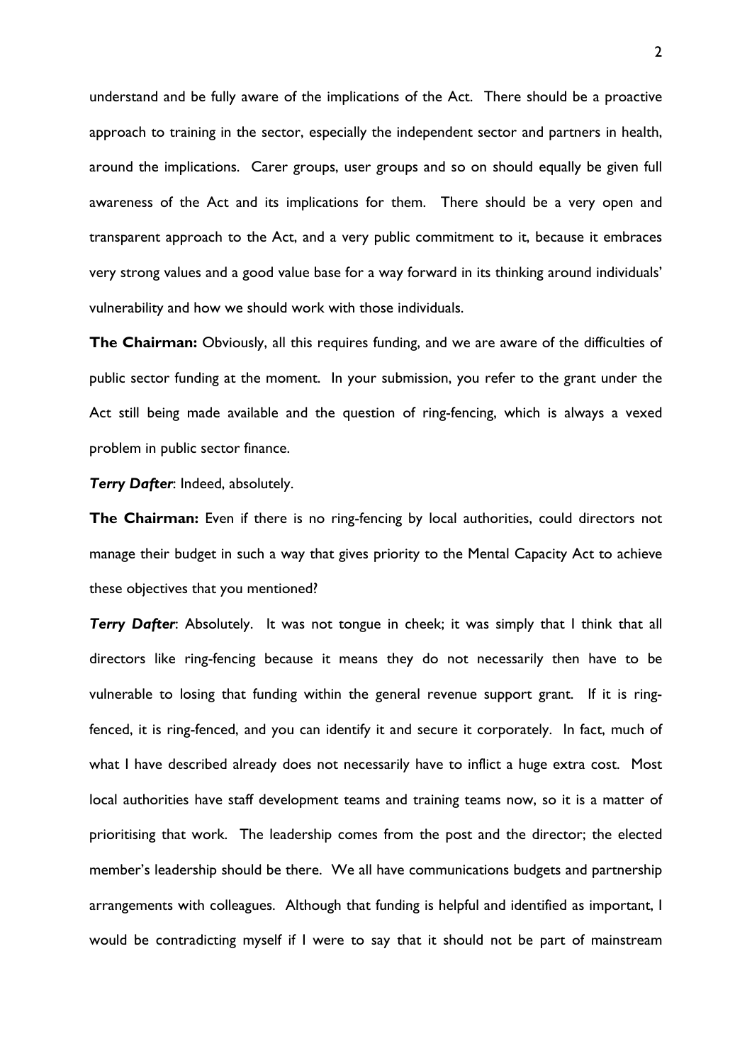understand and be fully aware of the implications of the Act. There should be a proactive approach to training in the sector, especially the independent sector and partners in health, around the implications. Carer groups, user groups and so on should equally be given full awareness of the Act and its implications for them. There should be a very open and transparent approach to the Act, and a very public commitment to it, because it embraces very strong values and a good value base for a way forward in its thinking around individuals' vulnerability and how we should work with those individuals.

**The Chairman:** Obviously, all this requires funding, and we are aware of the difficulties of public sector funding at the moment. In your submission, you refer to the grant under the Act still being made available and the question of ring-fencing, which is always a vexed problem in public sector finance.

***Terry Dafter***: Indeed, absolutely.

**The Chairman:** Even if there is no ring-fencing by local authorities, could directors not manage their budget in such a way that gives priority to the Mental Capacity Act to achieve these objectives that you mentioned?

***Terry Dafter***: Absolutely. It was not tongue in cheek; it was simply that I think that all directors like ring-fencing because it means they do not necessarily then have to be vulnerable to losing that funding within the general revenue support grant. If it is ring-fenced, it is ring-fenced, and you can identify it and secure it corporately. In fact, much of what I have described already does not necessarily have to inflict a huge extra cost. Most local authorities have staff development teams and training teams now, so it is a matter of prioritising that work. The leadership comes from the post and the director; the elected member's leadership should be there. We all have communications budgets and partnership arrangements with colleagues. Although that funding is helpful and identified as important, I would be contradicting myself if I were to say that it should not be part of mainstream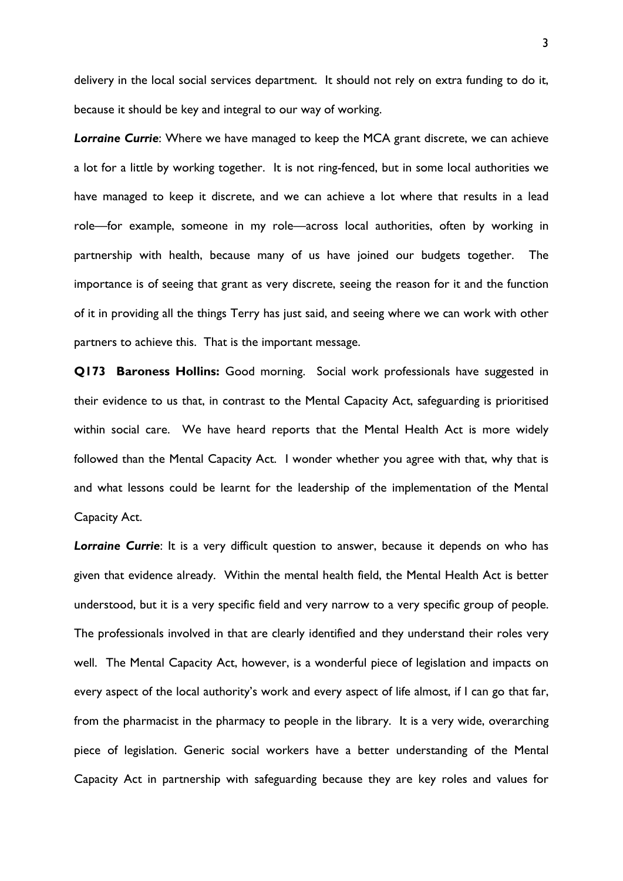delivery in the local social services department. It should not rely on extra funding to do it, because it should be key and integral to our way of working.

***Lorraine Currie***: Where we have managed to keep the MCA grant discrete, we can achieve a lot for a little by working together. It is not ring-fenced, but in some local authorities we have managed to keep it discrete, and we can achieve a lot where that results in a lead role—for example, someone in my role—across local authorities, often by working in partnership with health, because many of us have joined our budgets together. The importance is of seeing that grant as very discrete, seeing the reason for it and the function of it in providing all the things Terry has just said, and seeing where we can work with other partners to achieve this. That is the important message.

**Q173 Baroness Hollins:** Good morning. Social work professionals have suggested in their evidence to us that, in contrast to the Mental Capacity Act, safeguarding is prioritised within social care. We have heard reports that the Mental Health Act is more widely followed than the Mental Capacity Act. I wonder whether you agree with that, why that is and what lessons could be learnt for the leadership of the implementation of the Mental Capacity Act.

***Lorraine Currie***: It is a very difficult question to answer, because it depends on who has given that evidence already. Within the mental health field, the Mental Health Act is better understood, but it is a very specific field and very narrow to a very specific group of people. The professionals involved in that are clearly identified and they understand their roles very well. The Mental Capacity Act, however, is a wonderful piece of legislation and impacts on every aspect of the local authority's work and every aspect of life almost, if I can go that far, from the pharmacist in the pharmacy to people in the library. It is a very wide, overarching piece of legislation. Generic social workers have a better understanding of the Mental Capacity Act in partnership with safeguarding because they are key roles and values for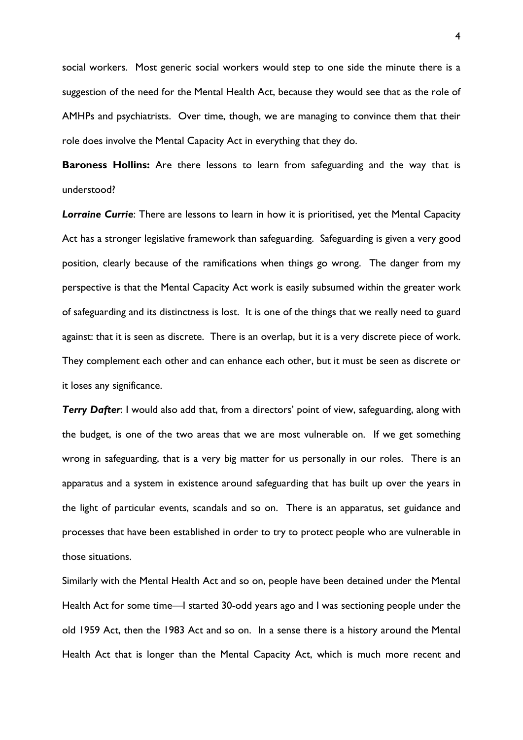social workers. Most generic social workers would step to one side the minute there is a suggestion of the need for the Mental Health Act, because they would see that as the role of AMHPs and psychiatrists. Over time, though, we are managing to convince them that their role does involve the Mental Capacity Act in everything that they do.

**Baroness Hollins:** Are there lessons to learn from safeguarding and the way that is understood?

***Lorraine Currie***: There are lessons to learn in how it is prioritised, yet the Mental Capacity Act has a stronger legislative framework than safeguarding. Safeguarding is given a very good position, clearly because of the ramifications when things go wrong. The danger from my perspective is that the Mental Capacity Act work is easily subsumed within the greater work of safeguarding and its distinctness is lost. It is one of the things that we really need to guard against: that it is seen as discrete. There is an overlap, but it is a very discrete piece of work. They complement each other and can enhance each other, but it must be seen as discrete or it loses any significance.

***Terry Dafter***: I would also add that, from a directors' point of view, safeguarding, along with the budget, is one of the two areas that we are most vulnerable on. If we get something wrong in safeguarding, that is a very big matter for us personally in our roles. There is an apparatus and a system in existence around safeguarding that has built up over the years in the light of particular events, scandals and so on. There is an apparatus, set guidance and processes that have been established in order to try to protect people who are vulnerable in those situations.

Similarly with the Mental Health Act and so on, people have been detained under the Mental Health Act for some time—I started 30-odd years ago and I was sectioning people under the old 1959 Act, then the 1983 Act and so on. In a sense there is a history around the Mental Health Act that is longer than the Mental Capacity Act, which is much more recent and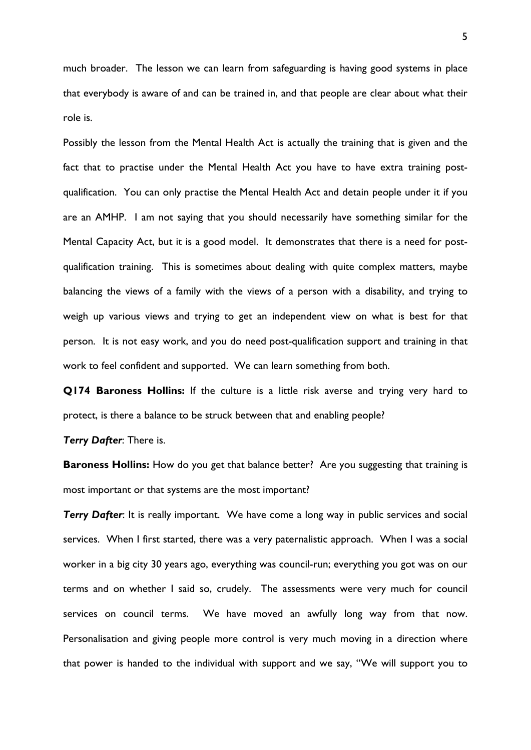much broader. The lesson we can learn from safeguarding is having good systems in place that everybody is aware of and can be trained in, and that people are clear about what their role is.

Possibly the lesson from the Mental Health Act is actually the training that is given and the fact that to practise under the Mental Health Act you have to have extra training post-qualification. You can only practise the Mental Health Act and detain people under it if you are an AMHP. I am not saying that you should necessarily have something similar for the Mental Capacity Act, but it is a good model. It demonstrates that there is a need for post-qualification training. This is sometimes about dealing with quite complex matters, maybe balancing the views of a family with the views of a person with a disability, and trying to weigh up various views and trying to get an independent view on what is best for that person. It is not easy work, and you do need post-qualification support and training in that work to feel confident and supported. We can learn something from both.

**Q174 Baroness Hollins:** If the culture is a little risk averse and trying very hard to protect, is there a balance to be struck between that and enabling people?

***Terry Dafter***: There is.

**Baroness Hollins:** How do you get that balance better? Are you suggesting that training is most important or that systems are the most important?

***Terry Dafter***: It is really important. We have come a long way in public services and social services. When I first started, there was a very paternalistic approach. When I was a social worker in a big city 30 years ago, everything was council-run; everything you got was on our terms and on whether I said so, crudely. The assessments were very much for council services on council terms. We have moved an awfully long way from that now. Personalisation and giving people more control is very much moving in a direction where that power is handed to the individual with support and we say, "We will support you to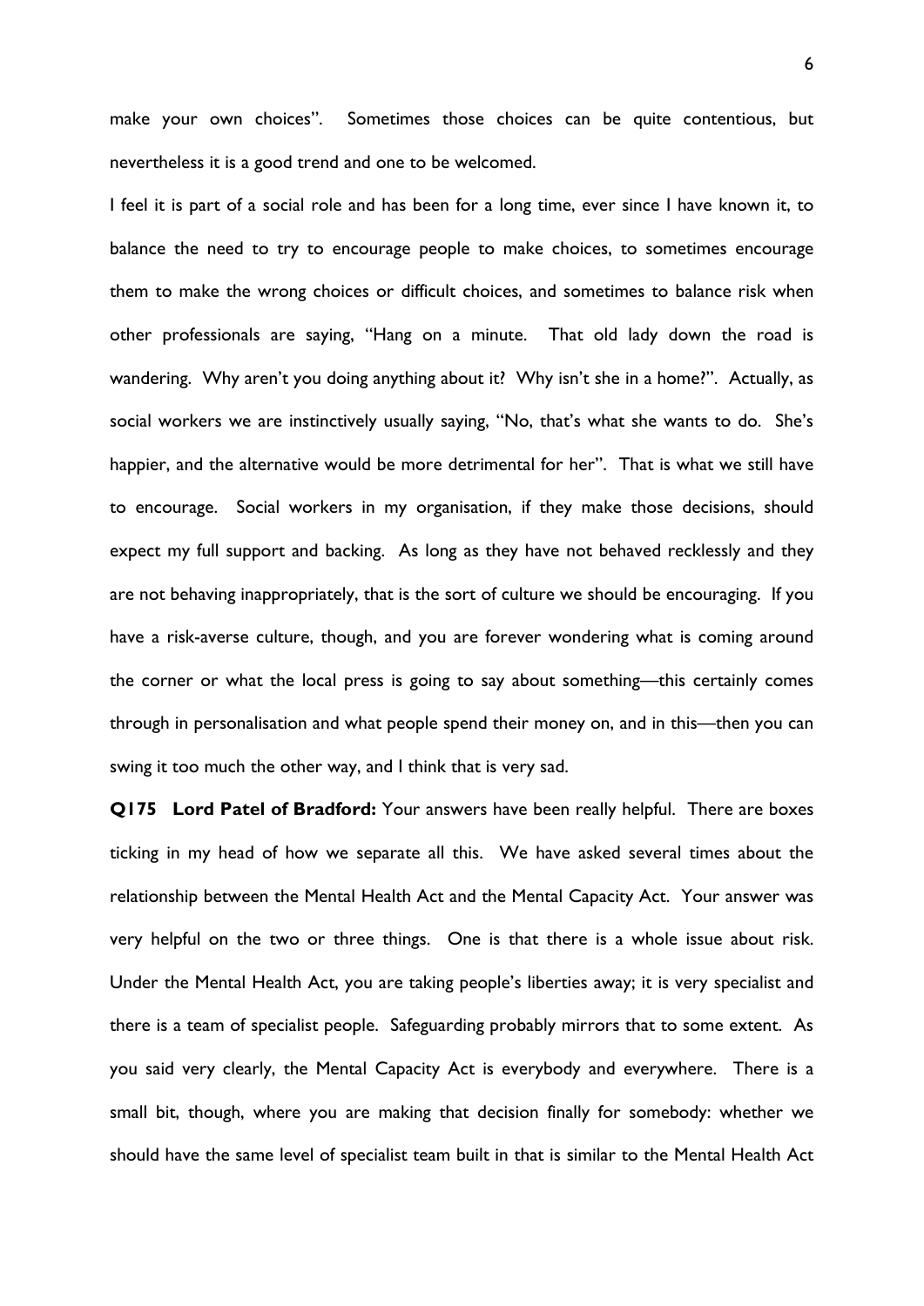make your own choices". Sometimes those choices can be quite contentious, but nevertheless it is a good trend and one to be welcomed.

I feel it is part of a social role and has been for a long time, ever since I have known it, to balance the need to try to encourage people to make choices, to sometimes encourage them to make the wrong choices or difficult choices, and sometimes to balance risk when other professionals are saying, "Hang on a minute. That old lady down the road is wandering. Why aren't you doing anything about it? Why isn't she in a home?". Actually, as social workers we are instinctively usually saying, "No, that's what she wants to do. She's happier, and the alternative would be more detrimental for her". That is what we still have to encourage. Social workers in my organisation, if they make those decisions, should expect my full support and backing. As long as they have not behaved recklessly and they are not behaving inappropriately, that is the sort of culture we should be encouraging. If you have a risk-averse culture, though, and you are forever wondering what is coming around the corner or what the local press is going to say about something—this certainly comes through in personalisation and what people spend their money on, and in this—then you can swing it too much the other way, and I think that is very sad.

**Q175 Lord Patel of Bradford:** Your answers have been really helpful. There are boxes ticking in my head of how we separate all this. We have asked several times about the relationship between the Mental Health Act and the Mental Capacity Act. Your answer was very helpful on the two or three things. One is that there is a whole issue about risk. Under the Mental Health Act, you are taking people's liberties away; it is very specialist and there is a team of specialist people. Safeguarding probably mirrors that to some extent. As you said very clearly, the Mental Capacity Act is everybody and everywhere. There is a small bit, though, where you are making that decision finally for somebody: whether we should have the same level of specialist team built in that is similar to the Mental Health Act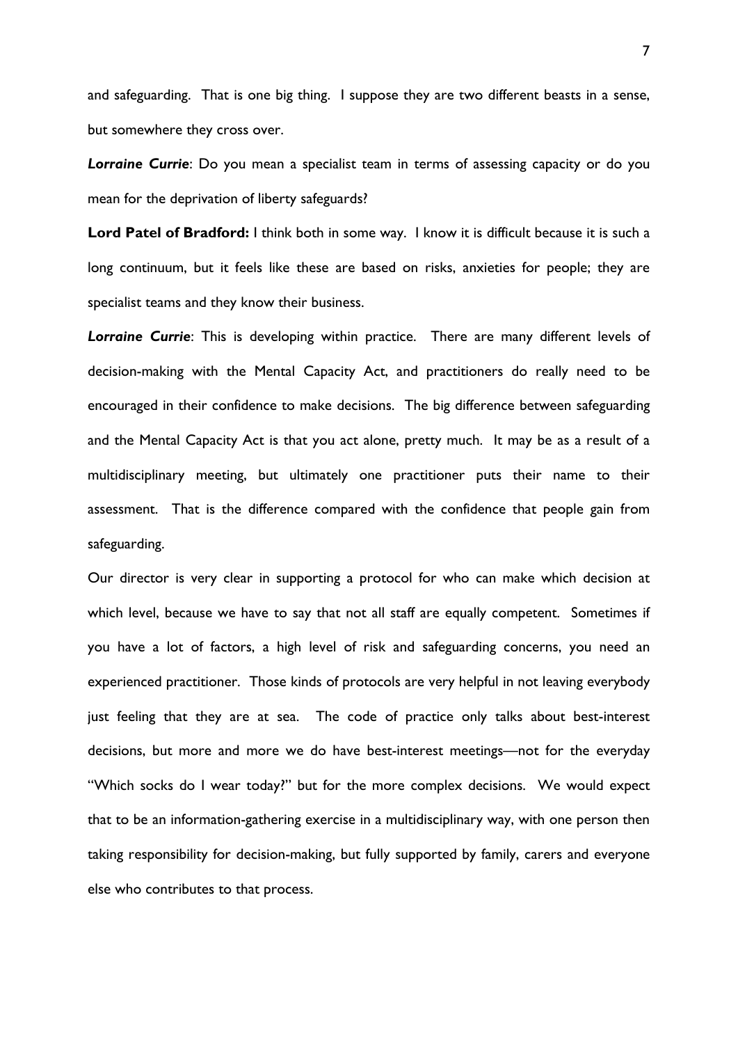and safeguarding. That is one big thing. I suppose they are two different beasts in a sense, but somewhere they cross over.

***Lorraine Currie***: Do you mean a specialist team in terms of assessing capacity or do you mean for the deprivation of liberty safeguards?

**Lord Patel of Bradford:** I think both in some way. I know it is difficult because it is such a long continuum, but it feels like these are based on risks, anxieties for people; they are specialist teams and they know their business.

***Lorraine Currie***: This is developing within practice. There are many different levels of decision-making with the Mental Capacity Act, and practitioners do really need to be encouraged in their confidence to make decisions. The big difference between safeguarding and the Mental Capacity Act is that you act alone, pretty much. It may be as a result of a multidisciplinary meeting, but ultimately one practitioner puts their name to their assessment. That is the difference compared with the confidence that people gain from safeguarding.

Our director is very clear in supporting a protocol for who can make which decision at which level, because we have to say that not all staff are equally competent. Sometimes if you have a lot of factors, a high level of risk and safeguarding concerns, you need an experienced practitioner. Those kinds of protocols are very helpful in not leaving everybody just feeling that they are at sea. The code of practice only talks about best-interest decisions, but more and more we do have best-interest meetings—not for the everyday "Which socks do I wear today?" but for the more complex decisions. We would expect that to be an information-gathering exercise in a multidisciplinary way, with one person then taking responsibility for decision-making, but fully supported by family, carers and everyone else who contributes to that process.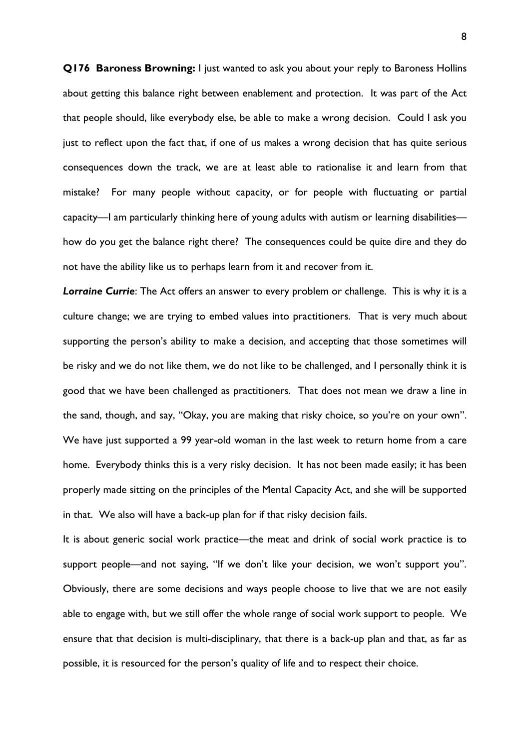**Q176 Baroness Browning:** I just wanted to ask you about your reply to Baroness Hollins about getting this balance right between enablement and protection. It was part of the Act that people should, like everybody else, be able to make a wrong decision. Could I ask you just to reflect upon the fact that, if one of us makes a wrong decision that has quite serious consequences down the track, we are at least able to rationalise it and learn from that mistake? For many people without capacity, or for people with fluctuating or partial capacity—I am particularly thinking here of young adults with autism or learning disabilities—how do you get the balance right there? The consequences could be quite dire and they do not have the ability like us to perhaps learn from it and recover from it.

***Lorraine Currie***: The Act offers an answer to every problem or challenge. This is why it is a culture change; we are trying to embed values into practitioners. That is very much about supporting the person's ability to make a decision, and accepting that those sometimes will be risky and we do not like them, we do not like to be challenged, and I personally think it is good that we have been challenged as practitioners. That does not mean we draw a line in the sand, though, and say, "Okay, you are making that risky choice, so you're on your own". We have just supported a 99 year-old woman in the last week to return home from a care home. Everybody thinks this is a very risky decision. It has not been made easily; it has been properly made sitting on the principles of the Mental Capacity Act, and she will be supported in that. We also will have a back-up plan for if that risky decision fails.

It is about generic social work practice—the meat and drink of social work practice is to support people—and not saying, "If we don't like your decision, we won't support you". Obviously, there are some decisions and ways people choose to live that we are not easily able to engage with, but we still offer the whole range of social work support to people. We ensure that that decision is multi-disciplinary, that there is a back-up plan and that, as far as possible, it is resourced for the person's quality of life and to respect their choice.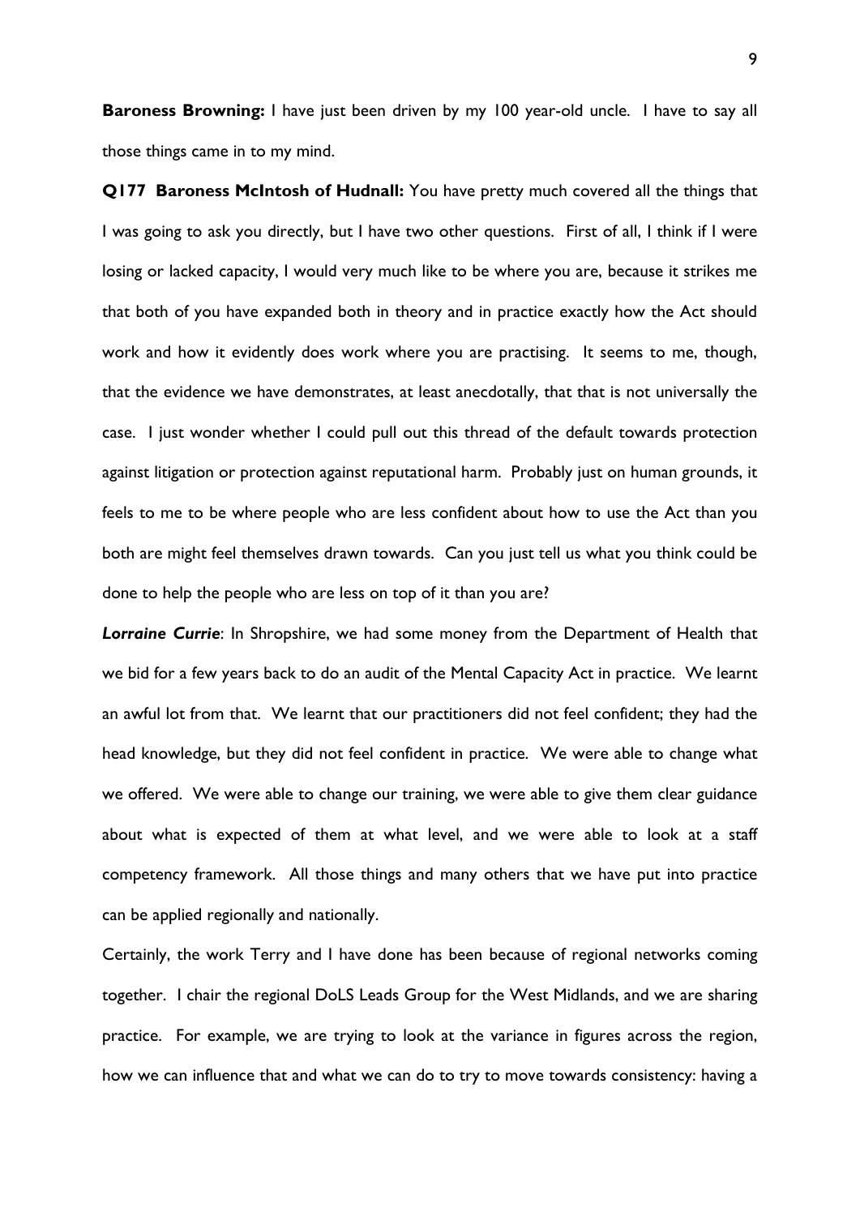**Baroness Browning:** I have just been driven by my 100 year-old uncle. I have to say all those things came in to my mind.

**Q177 Baroness McIntosh of Hudnall:** You have pretty much covered all the things that I was going to ask you directly, but I have two other questions. First of all, I think if I were losing or lacked capacity, I would very much like to be where you are, because it strikes me that both of you have expanded both in theory and in practice exactly how the Act should work and how it evidently does work where you are practising. It seems to me, though, that the evidence we have demonstrates, at least anecdotally, that that is not universally the case. I just wonder whether I could pull out this thread of the default towards protection against litigation or protection against reputational harm. Probably just on human grounds, it feels to me to be where people who are less confident about how to use the Act than you both are might feel themselves drawn towards. Can you just tell us what you think could be done to help the people who are less on top of it than you are?

***Lorraine Currie***: In Shropshire, we had some money from the Department of Health that we bid for a few years back to do an audit of the Mental Capacity Act in practice. We learnt an awful lot from that. We learnt that our practitioners did not feel confident; they had the head knowledge, but they did not feel confident in practice. We were able to change what we offered. We were able to change our training, we were able to give them clear guidance about what is expected of them at what level, and we were able to look at a staff competency framework. All those things and many others that we have put into practice can be applied regionally and nationally.

Certainly, the work Terry and I have done has been because of regional networks coming together. I chair the regional DoLS Leads Group for the West Midlands, and we are sharing practice. For example, we are trying to look at the variance in figures across the region, how we can influence that and what we can do to try to move towards consistency: having a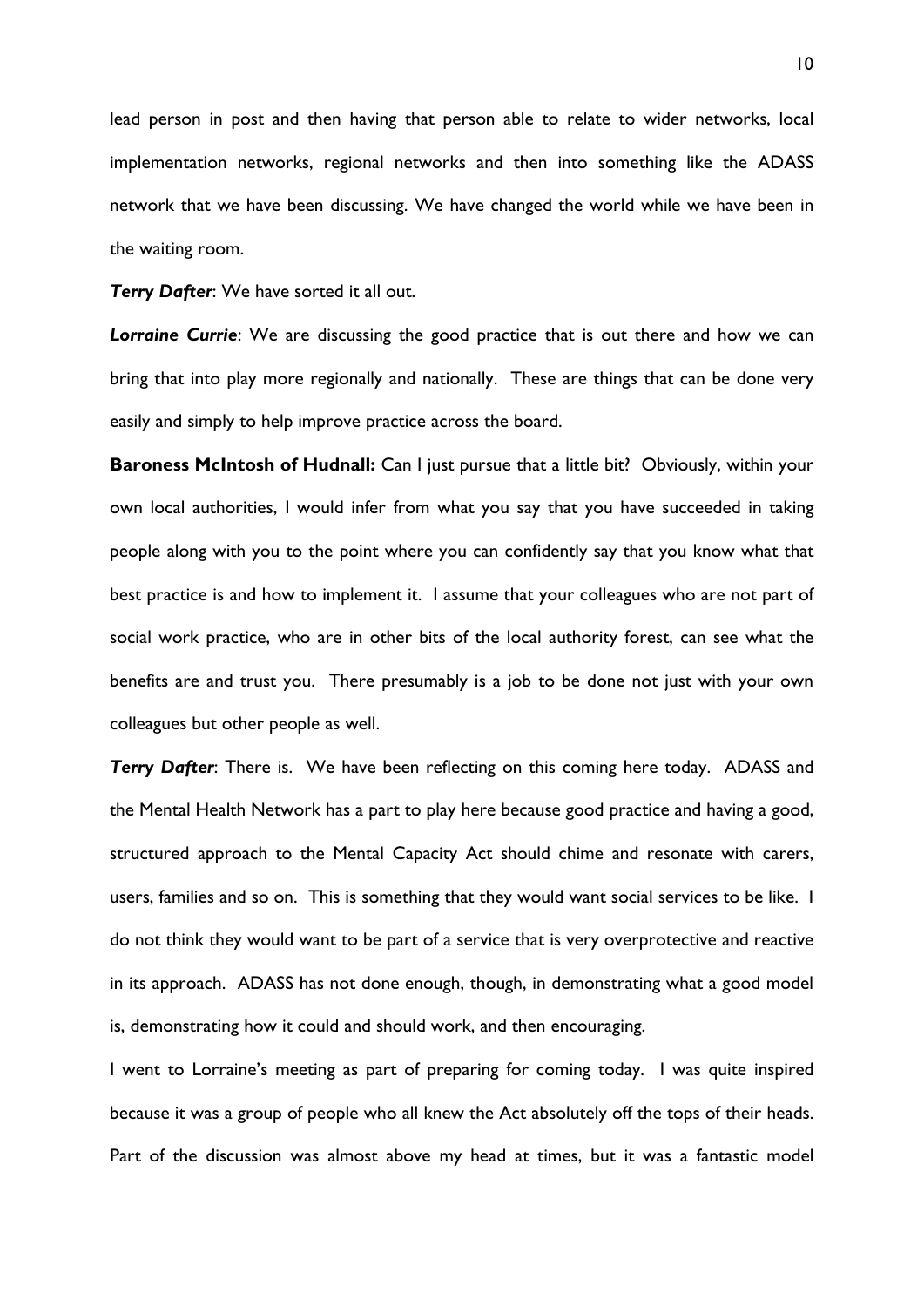lead person in post and then having that person able to relate to wider networks, local implementation networks, regional networks and then into something like the ADASS network that we have been discussing. We have changed the world while we have been in the waiting room.

***Terry Dafter***: We have sorted it all out.

***Lorraine Currie***: We are discussing the good practice that is out there and how we can bring that into play more regionally and nationally. These are things that can be done very easily and simply to help improve practice across the board.

**Baroness McIntosh of Hudnall:** Can I just pursue that a little bit? Obviously, within your own local authorities, I would infer from what you say that you have succeeded in taking people along with you to the point where you can confidently say that you know what that best practice is and how to implement it. I assume that your colleagues who are not part of social work practice, who are in other bits of the local authority forest, can see what the benefits are and trust you. There presumably is a job to be done not just with your own colleagues but other people as well.

***Terry Dafter***: There is. We have been reflecting on this coming here today. ADASS and the Mental Health Network has a part to play here because good practice and having a good, structured approach to the Mental Capacity Act should chime and resonate with carers, users, families and so on. This is something that they would want social services to be like. I do not think they would want to be part of a service that is very overprotective and reactive in its approach. ADASS has not done enough, though, in demonstrating what a good model is, demonstrating how it could and should work, and then encouraging.

I went to Lorraine's meeting as part of preparing for coming today. I was quite inspired because it was a group of people who all knew the Act absolutely off the tops of their heads. Part of the discussion was almost above my head at times, but it was a fantastic model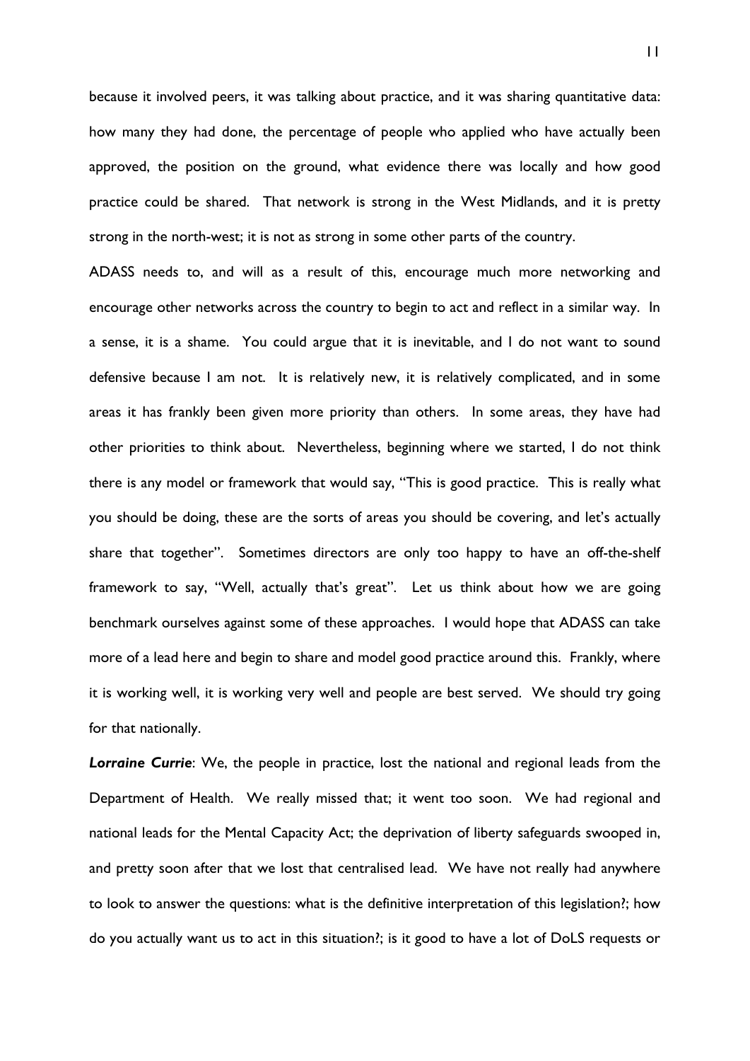because it involved peers, it was talking about practice, and it was sharing quantitative data: how many they had done, the percentage of people who applied who have actually been approved, the position on the ground, what evidence there was locally and how good practice could be shared. That network is strong in the West Midlands, and it is pretty strong in the north-west; it is not as strong in some other parts of the country.

ADASS needs to, and will as a result of this, encourage much more networking and encourage other networks across the country to begin to act and reflect in a similar way. In a sense, it is a shame. You could argue that it is inevitable, and I do not want to sound defensive because I am not. It is relatively new, it is relatively complicated, and in some areas it has frankly been given more priority than others. In some areas, they have had other priorities to think about. Nevertheless, beginning where we started, I do not think there is any model or framework that would say, "This is good practice. This is really what you should be doing, these are the sorts of areas you should be covering, and let's actually share that together". Sometimes directors are only too happy to have an off-the-shelf framework to say, "Well, actually that's great". Let us think about how we are going benchmark ourselves against some of these approaches. I would hope that ADASS can take more of a lead here and begin to share and model good practice around this. Frankly, where it is working well, it is working very well and people are best served. We should try going for that nationally.

***Lorraine Currie***: We, the people in practice, lost the national and regional leads from the Department of Health. We really missed that; it went too soon. We had regional and national leads for the Mental Capacity Act; the deprivation of liberty safeguards swooped in, and pretty soon after that we lost that centralised lead. We have not really had anywhere to look to answer the questions: what is the definitive interpretation of this legislation?; how do you actually want us to act in this situation?; is it good to have a lot of DoLS requests or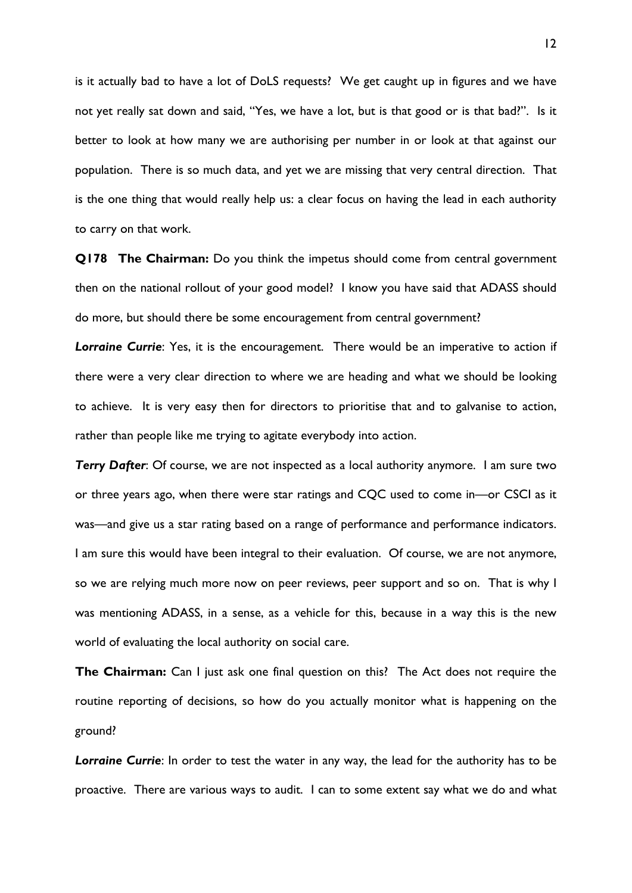is it actually bad to have a lot of DoLS requests? We get caught up in figures and we have not yet really sat down and said, "Yes, we have a lot, but is that good or is that bad?". Is it better to look at how many we are authorising per number in or look at that against our population. There is so much data, and yet we are missing that very central direction. That is the one thing that would really help us: a clear focus on having the lead in each authority to carry on that work.

**Q178 The Chairman:** Do you think the impetus should come from central government then on the national rollout of your good model? I know you have said that ADASS should do more, but should there be some encouragement from central government?

***Lorraine Currie***: Yes, it is the encouragement. There would be an imperative to action if there were a very clear direction to where we are heading and what we should be looking to achieve. It is very easy then for directors to prioritise that and to galvanise to action, rather than people like me trying to agitate everybody into action.

***Terry Dafter***: Of course, we are not inspected as a local authority anymore. I am sure two or three years ago, when there were star ratings and CQC used to come in—or CSCI as it was—and give us a star rating based on a range of performance and performance indicators. I am sure this would have been integral to their evaluation. Of course, we are not anymore, so we are relying much more now on peer reviews, peer support and so on. That is why I was mentioning ADASS, in a sense, as a vehicle for this, because in a way this is the new world of evaluating the local authority on social care.

**The Chairman:** Can I just ask one final question on this? The Act does not require the routine reporting of decisions, so how do you actually monitor what is happening on the ground?

***Lorraine Currie***: In order to test the water in any way, the lead for the authority has to be proactive. There are various ways to audit. I can to some extent say what we do and what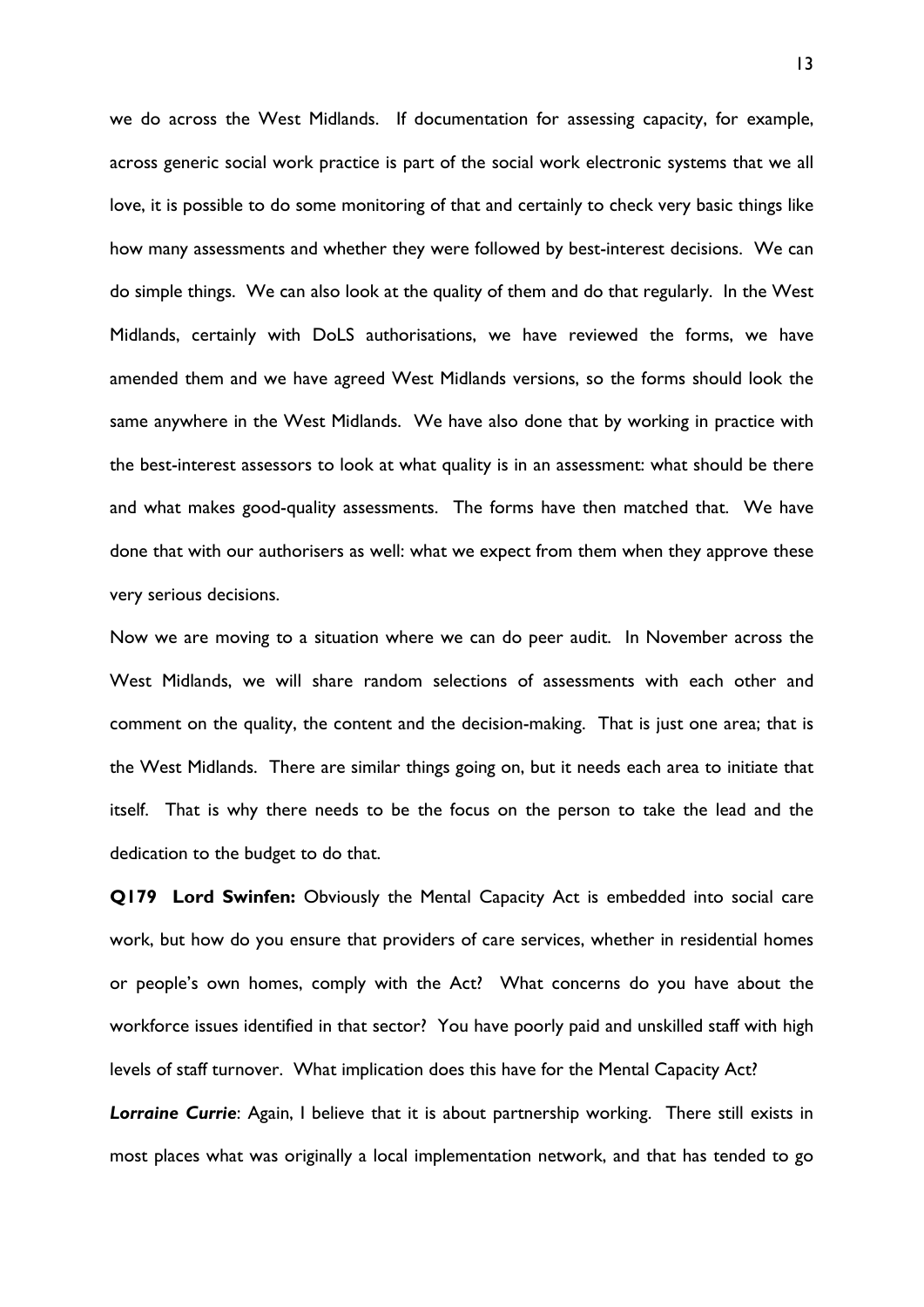we do across the West Midlands. If documentation for assessing capacity, for example, across generic social work practice is part of the social work electronic systems that we all love, it is possible to do some monitoring of that and certainly to check very basic things like how many assessments and whether they were followed by best-interest decisions. We can do simple things. We can also look at the quality of them and do that regularly. In the West Midlands, certainly with DoLS authorisations, we have reviewed the forms, we have amended them and we have agreed West Midlands versions, so the forms should look the same anywhere in the West Midlands. We have also done that by working in practice with the best-interest assessors to look at what quality is in an assessment: what should be there and what makes good-quality assessments. The forms have then matched that. We have done that with our authorisers as well: what we expect from them when they approve these very serious decisions.

Now we are moving to a situation where we can do peer audit. In November across the West Midlands, we will share random selections of assessments with each other and comment on the quality, the content and the decision-making. That is just one area; that is the West Midlands. There are similar things going on, but it needs each area to initiate that itself. That is why there needs to be the focus on the person to take the lead and the dedication to the budget to do that.

**Q179 Lord Swinfen:** Obviously the Mental Capacity Act is embedded into social care work, but how do you ensure that providers of care services, whether in residential homes or people's own homes, comply with the Act? What concerns do you have about the workforce issues identified in that sector? You have poorly paid and unskilled staff with high levels of staff turnover. What implication does this have for the Mental Capacity Act?

***Lorraine Currie***: Again, I believe that it is about partnership working. There still exists in most places what was originally a local implementation network, and that has tended to go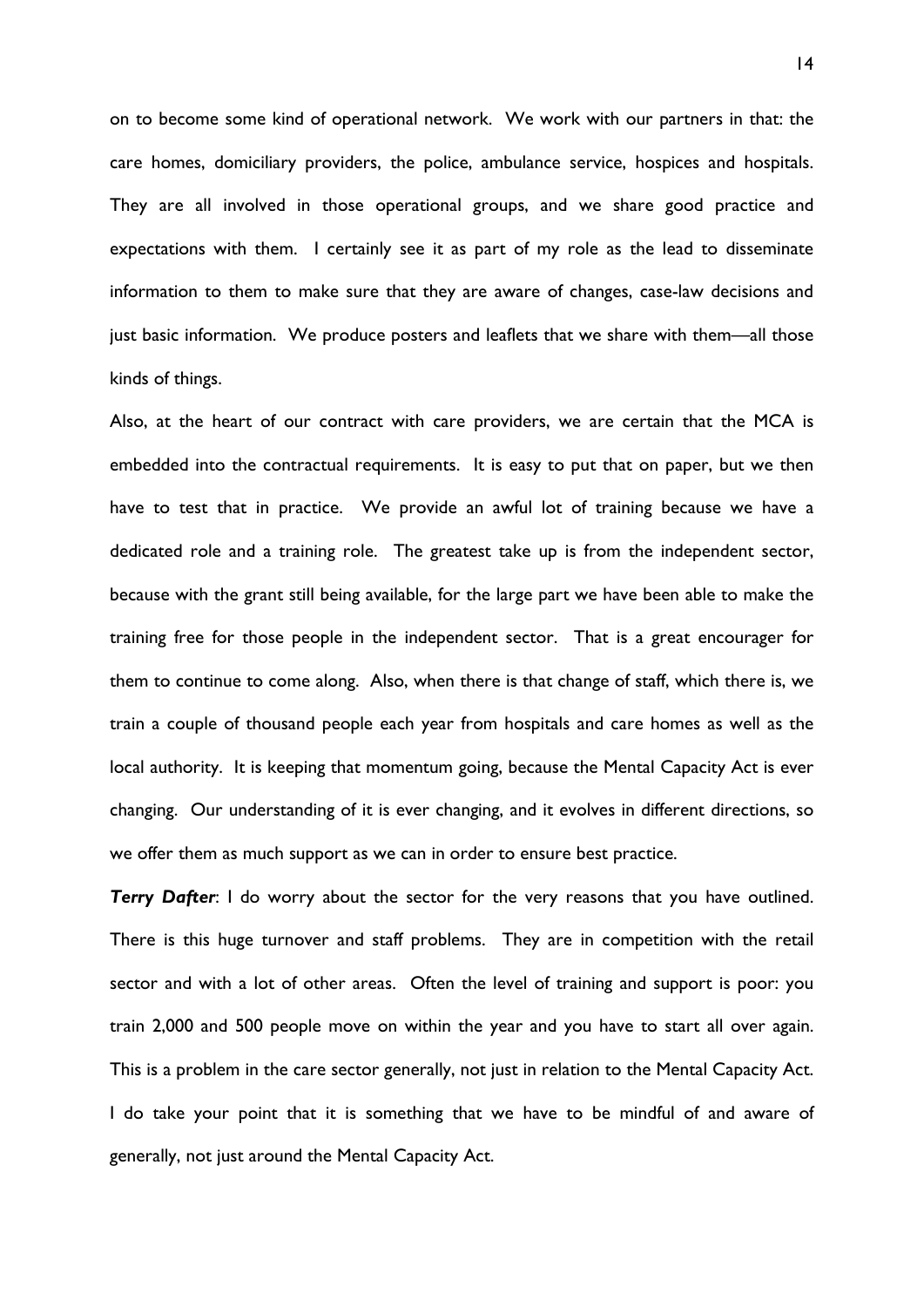on to become some kind of operational network. We work with our partners in that: the care homes, domiciliary providers, the police, ambulance service, hospices and hospitals. They are all involved in those operational groups, and we share good practice and expectations with them. I certainly see it as part of my role as the lead to disseminate information to them to make sure that they are aware of changes, case-law decisions and just basic information. We produce posters and leaflets that we share with them—all those kinds of things.

Also, at the heart of our contract with care providers, we are certain that the MCA is embedded into the contractual requirements. It is easy to put that on paper, but we then have to test that in practice. We provide an awful lot of training because we have a dedicated role and a training role. The greatest take up is from the independent sector, because with the grant still being available, for the large part we have been able to make the training free for those people in the independent sector. That is a great encourager for them to continue to come along. Also, when there is that change of staff, which there is, we train a couple of thousand people each year from hospitals and care homes as well as the local authority. It is keeping that momentum going, because the Mental Capacity Act is ever changing. Our understanding of it is ever changing, and it evolves in different directions, so we offer them as much support as we can in order to ensure best practice.

***Terry Dafter***: I do worry about the sector for the very reasons that you have outlined. There is this huge turnover and staff problems. They are in competition with the retail sector and with a lot of other areas. Often the level of training and support is poor: you train 2,000 and 500 people move on within the year and you have to start all over again. This is a problem in the care sector generally, not just in relation to the Mental Capacity Act. I do take your point that it is something that we have to be mindful of and aware of generally, not just around the Mental Capacity Act.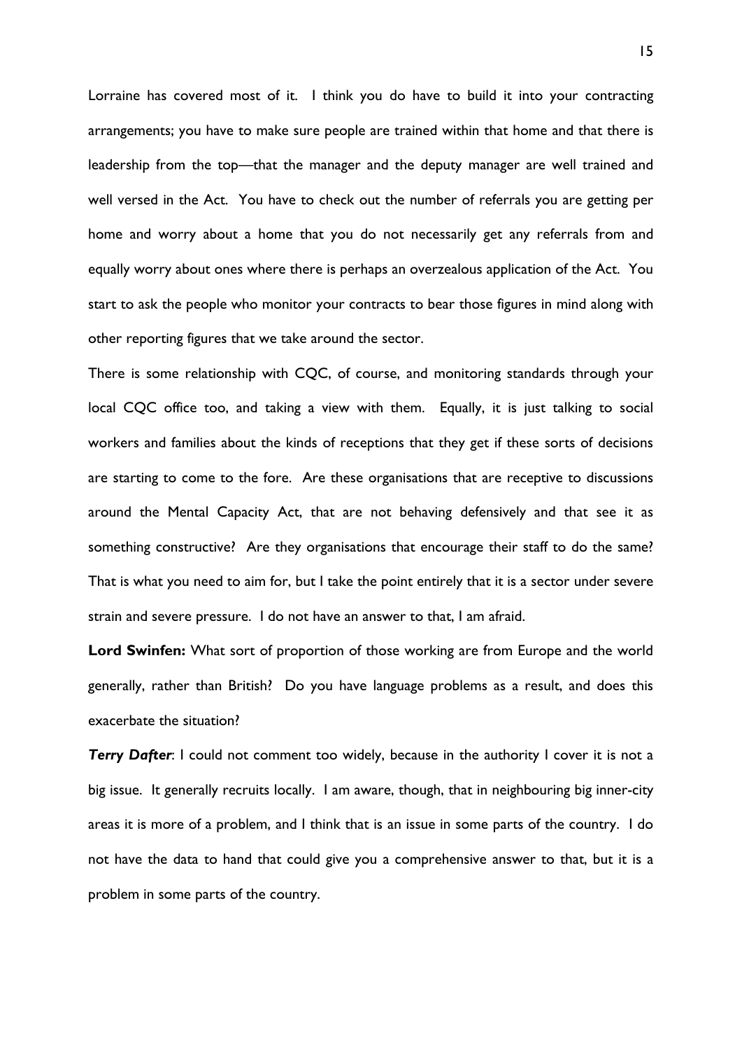Lorraine has covered most of it. I think you do have to build it into your contracting arrangements; you have to make sure people are trained within that home and that there is leadership from the top—that the manager and the deputy manager are well trained and well versed in the Act. You have to check out the number of referrals you are getting per home and worry about a home that you do not necessarily get any referrals from and equally worry about ones where there is perhaps an overzealous application of the Act. You start to ask the people who monitor your contracts to bear those figures in mind along with other reporting figures that we take around the sector.

There is some relationship with CQC, of course, and monitoring standards through your local CQC office too, and taking a view with them. Equally, it is just talking to social workers and families about the kinds of receptions that they get if these sorts of decisions are starting to come to the fore. Are these organisations that are receptive to discussions around the Mental Capacity Act, that are not behaving defensively and that see it as something constructive? Are they organisations that encourage their staff to do the same? That is what you need to aim for, but I take the point entirely that it is a sector under severe strain and severe pressure. I do not have an answer to that, I am afraid.

**Lord Swinfen:** What sort of proportion of those working are from Europe and the world generally, rather than British? Do you have language problems as a result, and does this exacerbate the situation?

***Terry Dafter***: I could not comment too widely, because in the authority I cover it is not a big issue. It generally recruits locally. I am aware, though, that in neighbouring big inner-city areas it is more of a problem, and I think that is an issue in some parts of the country. I do not have the data to hand that could give you a comprehensive answer to that, but it is a problem in some parts of the country.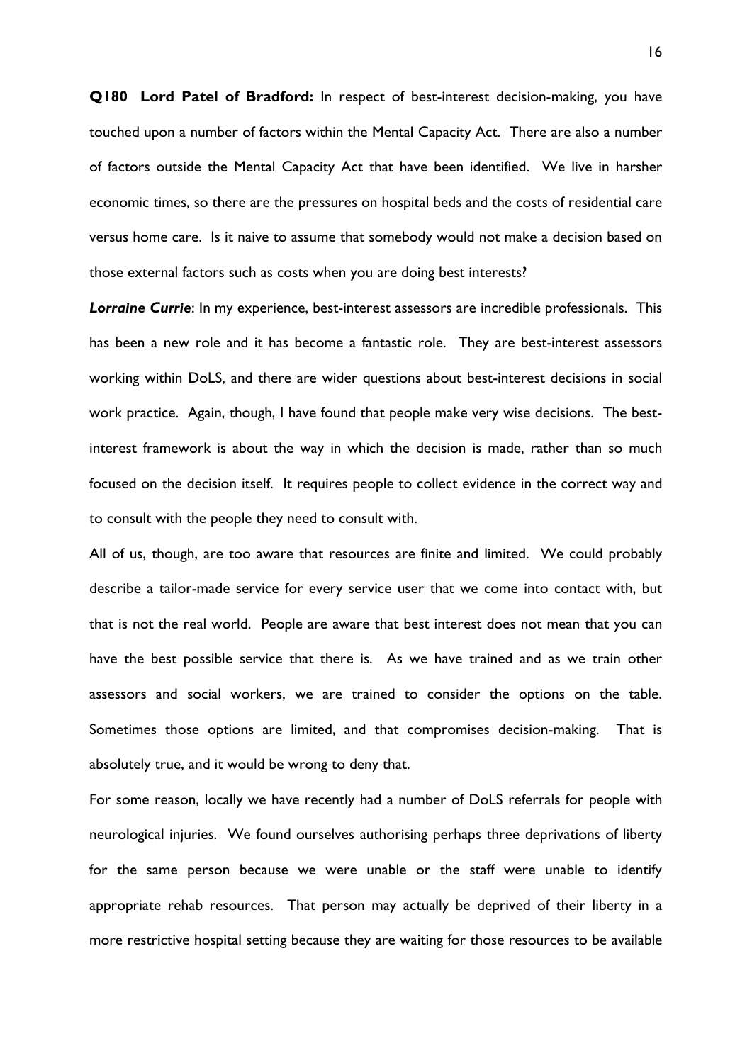**Q180 Lord Patel of Bradford:** In respect of best-interest decision-making, you have touched upon a number of factors within the Mental Capacity Act. There are also a number of factors outside the Mental Capacity Act that have been identified. We live in harsher economic times, so there are the pressures on hospital beds and the costs of residential care versus home care. Is it naive to assume that somebody would not make a decision based on those external factors such as costs when you are doing best interests?

***Lorraine Currie***: In my experience, best-interest assessors are incredible professionals. This has been a new role and it has become a fantastic role. They are best-interest assessors working within DoLS, and there are wider questions about best-interest decisions in social work practice. Again, though, I have found that people make very wise decisions. The best-interest framework is about the way in which the decision is made, rather than so much focused on the decision itself. It requires people to collect evidence in the correct way and to consult with the people they need to consult with.

All of us, though, are too aware that resources are finite and limited. We could probably describe a tailor-made service for every service user that we come into contact with, but that is not the real world. People are aware that best interest does not mean that you can have the best possible service that there is. As we have trained and as we train other assessors and social workers, we are trained to consider the options on the table. Sometimes those options are limited, and that compromises decision-making. That is absolutely true, and it would be wrong to deny that.

For some reason, locally we have recently had a number of DoLS referrals for people with neurological injuries. We found ourselves authorising perhaps three deprivations of liberty for the same person because we were unable or the staff were unable to identify appropriate rehab resources. That person may actually be deprived of their liberty in a more restrictive hospital setting because they are waiting for those resources to be available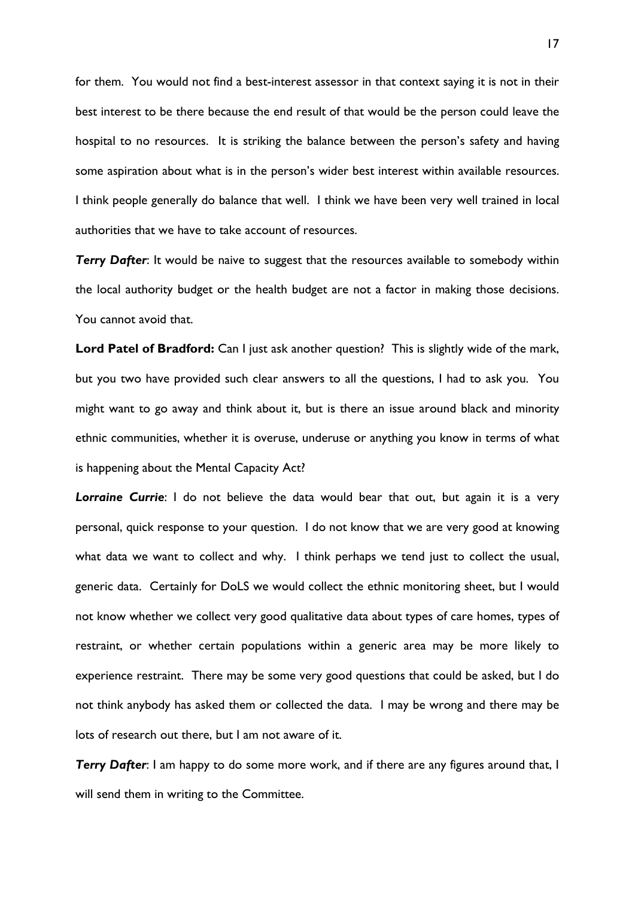for them. You would not find a best-interest assessor in that context saying it is not in their best interest to be there because the end result of that would be the person could leave the hospital to no resources. It is striking the balance between the person's safety and having some aspiration about what is in the person's wider best interest within available resources. I think people generally do balance that well. I think we have been very well trained in local authorities that we have to take account of resources.

***Terry Dafter***: It would be naive to suggest that the resources available to somebody within the local authority budget or the health budget are not a factor in making those decisions. You cannot avoid that.

**Lord Patel of Bradford:** Can I just ask another question? This is slightly wide of the mark, but you two have provided such clear answers to all the questions, I had to ask you. You might want to go away and think about it, but is there an issue around black and minority ethnic communities, whether it is overuse, underuse or anything you know in terms of what is happening about the Mental Capacity Act?

***Lorraine Currie***: I do not believe the data would bear that out, but again it is a very personal, quick response to your question. I do not know that we are very good at knowing what data we want to collect and why. I think perhaps we tend just to collect the usual, generic data. Certainly for DoLS we would collect the ethnic monitoring sheet, but I would not know whether we collect very good qualitative data about types of care homes, types of restraint, or whether certain populations within a generic area may be more likely to experience restraint. There may be some very good questions that could be asked, but I do not think anybody has asked them or collected the data. I may be wrong and there may be lots of research out there, but I am not aware of it.

***Terry Dafter***: I am happy to do some more work, and if there are any figures around that, I will send them in writing to the Committee.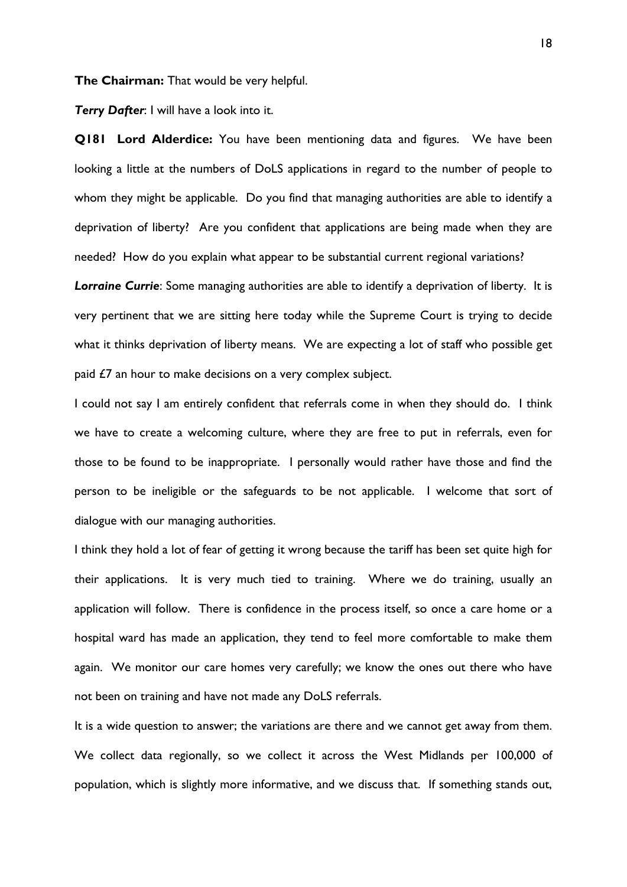**The Chairman:** That would be very helpful.

***Terry Dafter***: I will have a look into it.

**Q181 Lord Alderdice:** You have been mentioning data and figures. We have been looking a little at the numbers of DoLS applications in regard to the number of people to whom they might be applicable. Do you find that managing authorities are able to identify a deprivation of liberty? Are you confident that applications are being made when they are needed? How do you explain what appear to be substantial current regional variations?

***Lorraine Currie***: Some managing authorities are able to identify a deprivation of liberty. It is very pertinent that we are sitting here today while the Supreme Court is trying to decide what it thinks deprivation of liberty means. We are expecting a lot of staff who possible get paid £7 an hour to make decisions on a very complex subject.

I could not say I am entirely confident that referrals come in when they should do. I think we have to create a welcoming culture, where they are free to put in referrals, even for those to be found to be inappropriate. I personally would rather have those and find the person to be ineligible or the safeguards to be not applicable. I welcome that sort of dialogue with our managing authorities.

I think they hold a lot of fear of getting it wrong because the tariff has been set quite high for their applications. It is very much tied to training. Where we do training, usually an application will follow. There is confidence in the process itself, so once a care home or a hospital ward has made an application, they tend to feel more comfortable to make them again. We monitor our care homes very carefully; we know the ones out there who have not been on training and have not made any DoLS referrals.

It is a wide question to answer; the variations are there and we cannot get away from them. We collect data regionally, so we collect it across the West Midlands per 100,000 of population, which is slightly more informative, and we discuss that. If something stands out,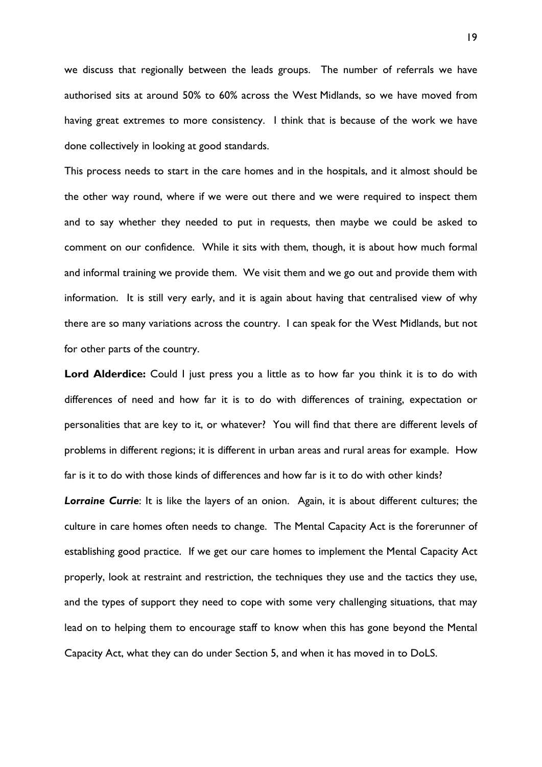we discuss that regionally between the leads groups. The number of referrals we have authorised sits at around 50% to 60% across the West Midlands, so we have moved from having great extremes to more consistency. I think that is because of the work we have done collectively in looking at good standards.

This process needs to start in the care homes and in the hospitals, and it almost should be the other way round, where if we were out there and we were required to inspect them and to say whether they needed to put in requests, then maybe we could be asked to comment on our confidence. While it sits with them, though, it is about how much formal and informal training we provide them. We visit them and we go out and provide them with information. It is still very early, and it is again about having that centralised view of why there are so many variations across the country. I can speak for the West Midlands, but not for other parts of the country.

**Lord Alderdice:** Could I just press you a little as to how far you think it is to do with differences of need and how far it is to do with differences of training, expectation or personalities that are key to it, or whatever? You will find that there are different levels of problems in different regions; it is different in urban areas and rural areas for example. How far is it to do with those kinds of differences and how far is it to do with other kinds?

***Lorraine Currie***: It is like the layers of an onion. Again, it is about different cultures; the culture in care homes often needs to change. The Mental Capacity Act is the forerunner of establishing good practice. If we get our care homes to implement the Mental Capacity Act properly, look at restraint and restriction, the techniques they use and the tactics they use, and the types of support they need to cope with some very challenging situations, that may lead on to helping them to encourage staff to know when this has gone beyond the Mental Capacity Act, what they can do under Section 5, and when it has moved in to DoLS.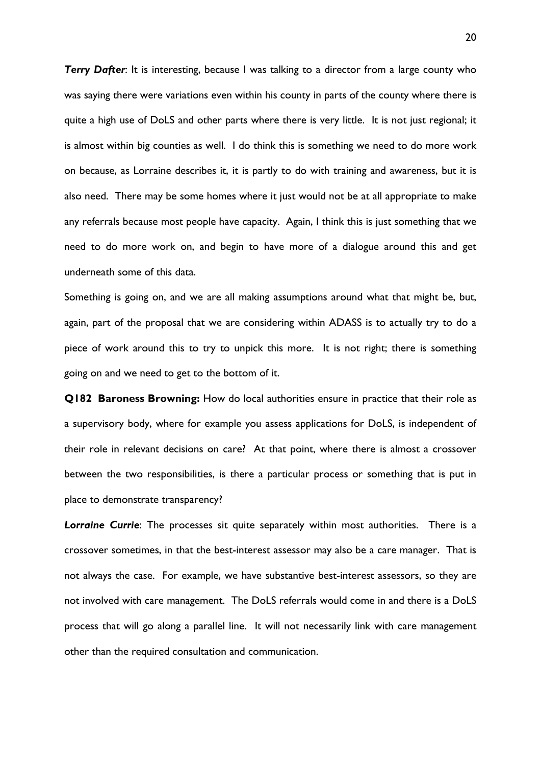***Terry Dafter***: It is interesting, because I was talking to a director from a large county who was saying there were variations even within his county in parts of the county where there is quite a high use of DoLS and other parts where there is very little. It is not just regional; it is almost within big counties as well. I do think this is something we need to do more work on because, as Lorraine describes it, it is partly to do with training and awareness, but it is also need. There may be some homes where it just would not be at all appropriate to make any referrals because most people have capacity. Again, I think this is just something that we need to do more work on, and begin to have more of a dialogue around this and get underneath some of this data.

Something is going on, and we are all making assumptions around what that might be, but, again, part of the proposal that we are considering within ADASS is to actually try to do a piece of work around this to try to unpick this more. It is not right; there is something going on and we need to get to the bottom of it.

**Q182 Baroness Browning:** How do local authorities ensure in practice that their role as a supervisory body, where for example you assess applications for DoLS, is independent of their role in relevant decisions on care? At that point, where there is almost a crossover between the two responsibilities, is there a particular process or something that is put in place to demonstrate transparency?

***Lorraine Currie***: The processes sit quite separately within most authorities. There is a crossover sometimes, in that the best-interest assessor may also be a care manager. That is not always the case. For example, we have substantive best-interest assessors, so they are not involved with care management. The DoLS referrals would come in and there is a DoLS process that will go along a parallel line. It will not necessarily link with care management other than the required consultation and communication.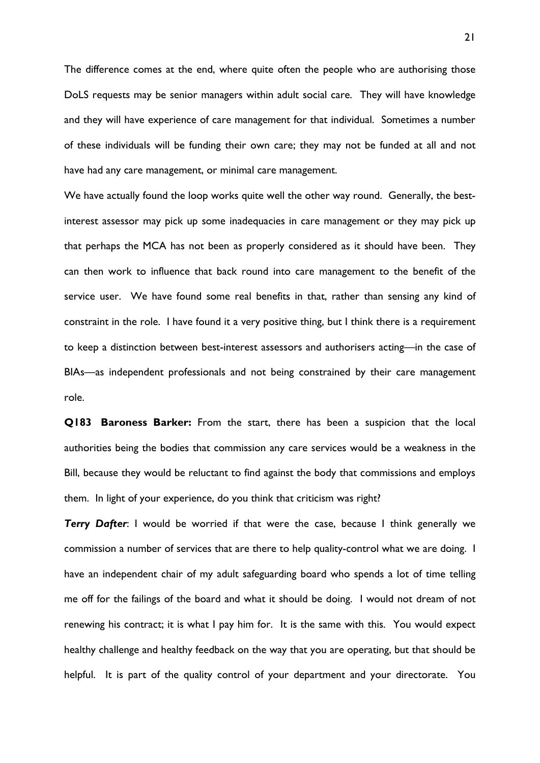The difference comes at the end, where quite often the people who are authorising those DoLS requests may be senior managers within adult social care. They will have knowledge and they will have experience of care management for that individual. Sometimes a number of these individuals will be funding their own care; they may not be funded at all and not have had any care management, or minimal care management.

We have actually found the loop works quite well the other way round. Generally, the best-interest assessor may pick up some inadequacies in care management or they may pick up that perhaps the MCA has not been as properly considered as it should have been. They can then work to influence that back round into care management to the benefit of the service user. We have found some real benefits in that, rather than sensing any kind of constraint in the role. I have found it a very positive thing, but I think there is a requirement to keep a distinction between best-interest assessors and authorisers acting—in the case of BIAs—as independent professionals and not being constrained by their care management role.

**Q183 Baroness Barker:** From the start, there has been a suspicion that the local authorities being the bodies that commission any care services would be a weakness in the Bill, because they would be reluctant to find against the body that commissions and employs them. In light of your experience, do you think that criticism was right?

***Terry Dafter***: I would be worried if that were the case, because I think generally we commission a number of services that are there to help quality-control what we are doing. I have an independent chair of my adult safeguarding board who spends a lot of time telling me off for the failings of the board and what it should be doing. I would not dream of not renewing his contract; it is what I pay him for. It is the same with this. You would expect healthy challenge and healthy feedback on the way that you are operating, but that should be helpful. It is part of the quality control of your department and your directorate. You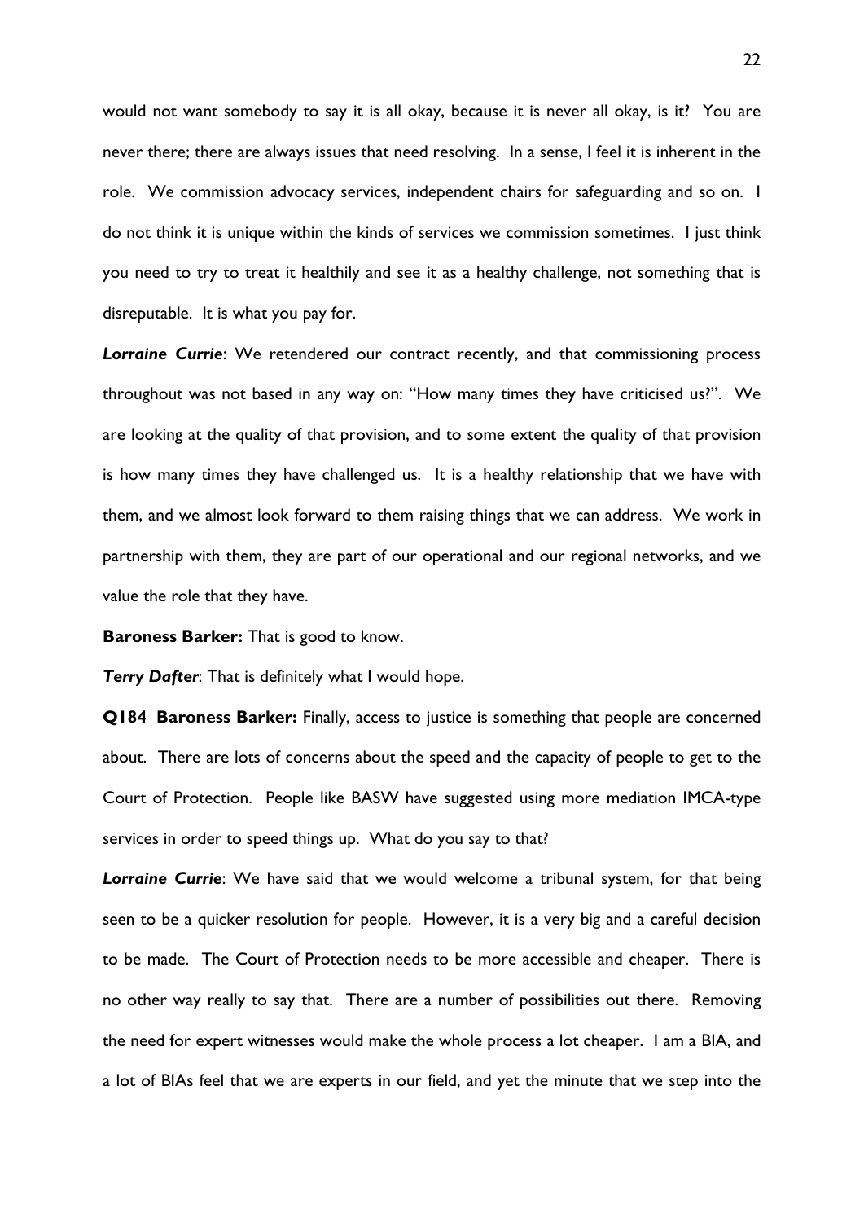would not want somebody to say it is all okay, because it is never all okay, is it? You are never there; there are always issues that need resolving. In a sense, I feel it is inherent in the role. We commission advocacy services, independent chairs for safeguarding and so on. I do not think it is unique within the kinds of services we commission sometimes. I just think you need to try to treat it healthily and see it as a healthy challenge, not something that is disreputable. It is what you pay for.

***Lorraine Currie***: We retendered our contract recently, and that commissioning process throughout was not based in any way on: "How many times they have criticised us?". We are looking at the quality of that provision, and to some extent the quality of that provision is how many times they have challenged us. It is a healthy relationship that we have with them, and we almost look forward to them raising things that we can address. We work in partnership with them, they are part of our operational and our regional networks, and we value the role that they have.

**Baroness Barker:** That is good to know.

***Terry Dafter***: That is definitely what I would hope.

**Q184 Baroness Barker:** Finally, access to justice is something that people are concerned about. There are lots of concerns about the speed and the capacity of people to get to the Court of Protection. People like BASW have suggested using more mediation IMCA-type services in order to speed things up. What do you say to that?

***Lorraine Currie***: We have said that we would welcome a tribunal system, for that being seen to be a quicker resolution for people. However, it is a very big and a careful decision to be made. The Court of Protection needs to be more accessible and cheaper. There is no other way really to say that. There are a number of possibilities out there. Removing the need for expert witnesses would make the whole process a lot cheaper. I am a BIA, and a lot of BIAs feel that we are experts in our field, and yet the minute that we step into the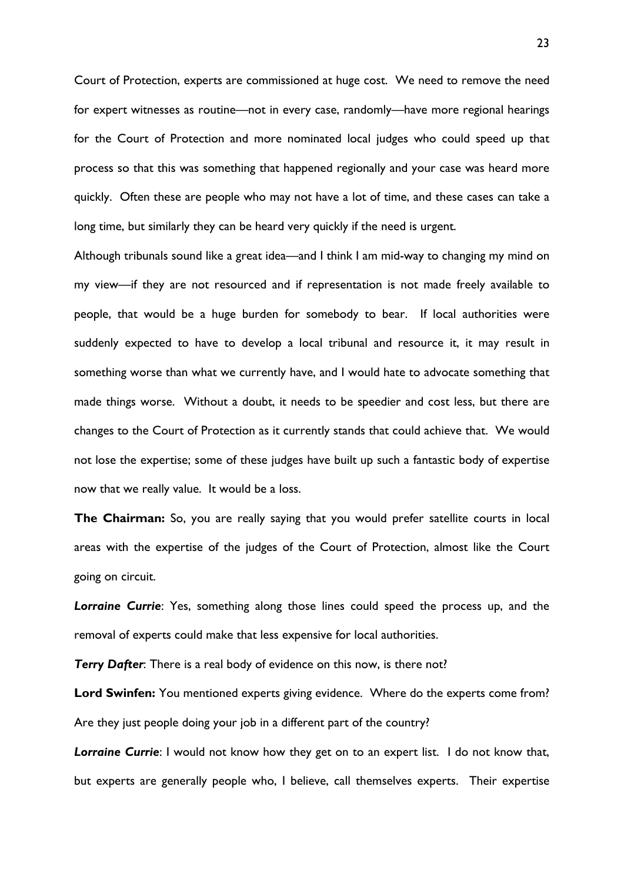Court of Protection, experts are commissioned at huge cost. We need to remove the need for expert witnesses as routine—not in every case, randomly—have more regional hearings for the Court of Protection and more nominated local judges who could speed up that process so that this was something that happened regionally and your case was heard more quickly. Often these are people who may not have a lot of time, and these cases can take a long time, but similarly they can be heard very quickly if the need is urgent.

Although tribunals sound like a great idea—and I think I am mid-way to changing my mind on my view—if they are not resourced and if representation is not made freely available to people, that would be a huge burden for somebody to bear. If local authorities were suddenly expected to have to develop a local tribunal and resource it, it may result in something worse than what we currently have, and I would hate to advocate something that made things worse. Without a doubt, it needs to be speedier and cost less, but there are changes to the Court of Protection as it currently stands that could achieve that. We would not lose the expertise; some of these judges have built up such a fantastic body of expertise now that we really value. It would be a loss.

**The Chairman:** So, you are really saying that you would prefer satellite courts in local areas with the expertise of the judges of the Court of Protection, almost like the Court going on circuit.

***Lorraine Currie***: Yes, something along those lines could speed the process up, and the removal of experts could make that less expensive for local authorities.

***Terry Dafter***: There is a real body of evidence on this now, is there not?

**Lord Swinfen:** You mentioned experts giving evidence. Where do the experts come from? Are they just people doing your job in a different part of the country?

***Lorraine Currie***: I would not know how they get on to an expert list. I do not know that, but experts are generally people who, I believe, call themselves experts. Their expertise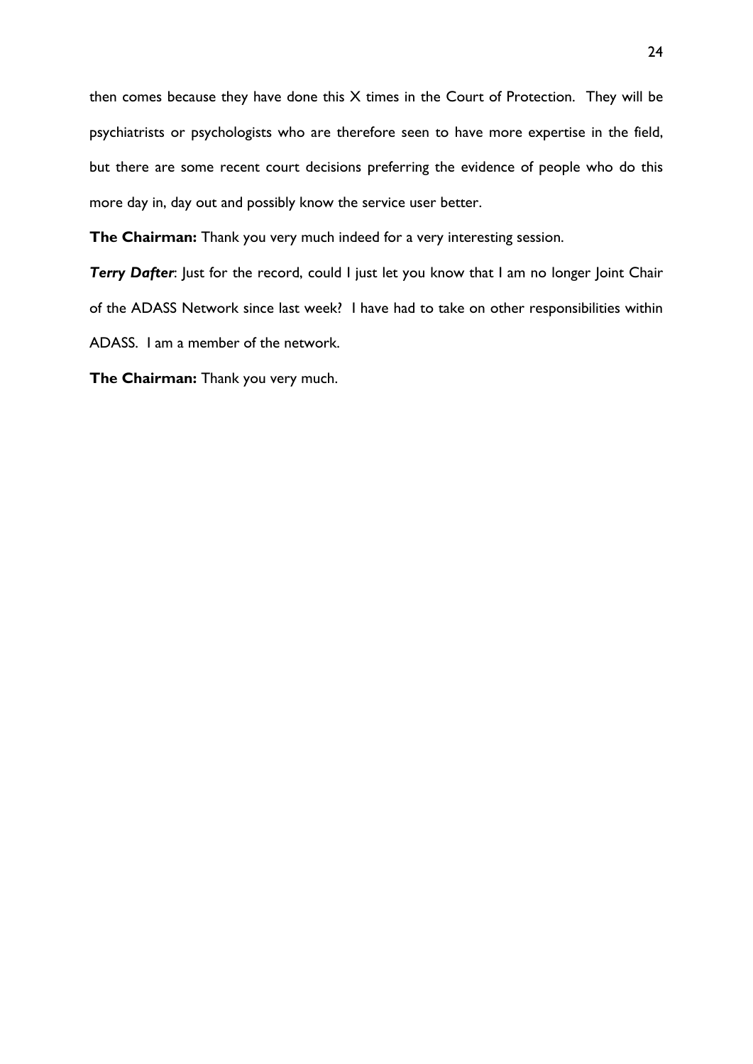then comes because they have done this X times in the Court of Protection. They will be psychiatrists or psychologists who are therefore seen to have more expertise in the field, but there are some recent court decisions preferring the evidence of people who do this more day in, day out and possibly know the service user better.

**The Chairman:** Thank you very much indeed for a very interesting session.

***Terry Dafter***: Just for the record, could I just let you know that I am no longer Joint Chair of the ADASS Network since last week? I have had to take on other responsibilities within ADASS. I am a member of the network.

**The Chairman:** Thank you very much.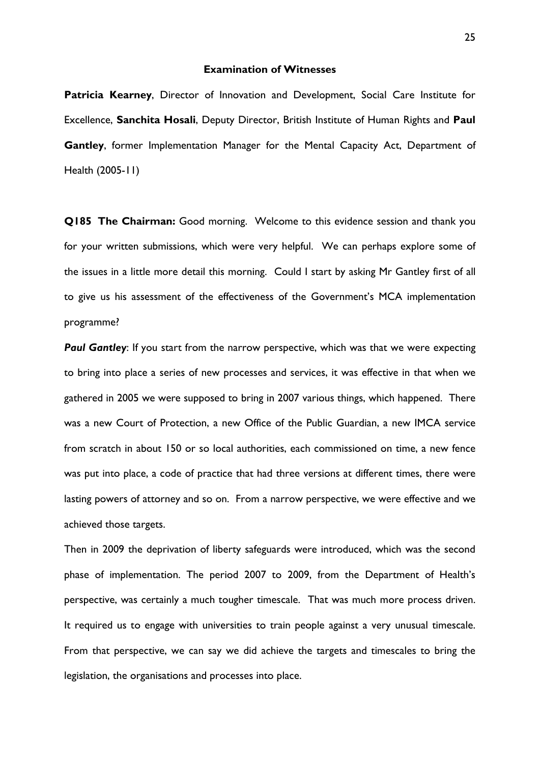**Examination of Witnesses**

**Patricia Kearney**, Director of Innovation and Development, Social Care Institute for Excellence, **Sanchita Hosali**, Deputy Director, British Institute of Human Rights and **Paul Gantley**, former Implementation Manager for the Mental Capacity Act, Department of Health (2005-11)

**Q185 The Chairman:** Good morning. Welcome to this evidence session and thank you for your written submissions, which were very helpful. We can perhaps explore some of the issues in a little more detail this morning. Could I start by asking Mr Gantley first of all to give us his assessment of the effectiveness of the Government's MCA implementation programme?

***Paul Gantley***: If you start from the narrow perspective, which was that we were expecting to bring into place a series of new processes and services, it was effective in that when we gathered in 2005 we were supposed to bring in 2007 various things, which happened. There was a new Court of Protection, a new Office of the Public Guardian, a new IMCA service from scratch in about 150 or so local authorities, each commissioned on time, a new fence was put into place, a code of practice that had three versions at different times, there were lasting powers of attorney and so on. From a narrow perspective, we were effective and we achieved those targets.

Then in 2009 the deprivation of liberty safeguards were introduced, which was the second phase of implementation. The period 2007 to 2009, from the Department of Health's perspective, was certainly a much tougher timescale. That was much more process driven. It required us to engage with universities to train people against a very unusual timescale. From that perspective, we can say we did achieve the targets and timescales to bring the legislation, the organisations and processes into place.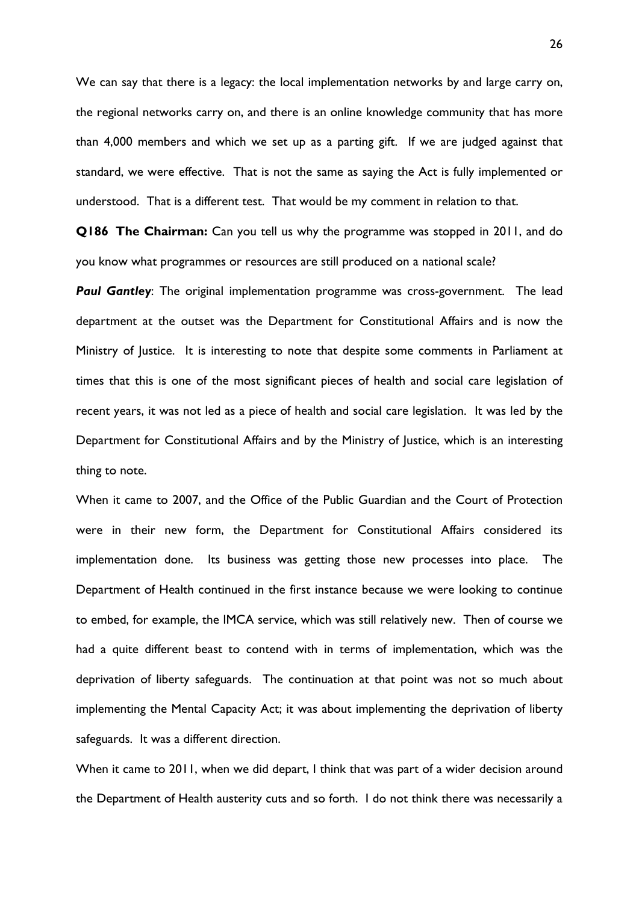We can say that there is a legacy: the local implementation networks by and large carry on, the regional networks carry on, and there is an online knowledge community that has more than 4,000 members and which we set up as a parting gift. If we are judged against that standard, we were effective. That is not the same as saying the Act is fully implemented or understood. That is a different test. That would be my comment in relation to that.

**Q186 The Chairman:** Can you tell us why the programme was stopped in 2011, and do you know what programmes or resources are still produced on a national scale?

***Paul Gantley***: The original implementation programme was cross-government. The lead department at the outset was the Department for Constitutional Affairs and is now the Ministry of Justice. It is interesting to note that despite some comments in Parliament at times that this is one of the most significant pieces of health and social care legislation of recent years, it was not led as a piece of health and social care legislation. It was led by the Department for Constitutional Affairs and by the Ministry of Justice, which is an interesting thing to note.

When it came to 2007, and the Office of the Public Guardian and the Court of Protection were in their new form, the Department for Constitutional Affairs considered its implementation done. Its business was getting those new processes into place. The Department of Health continued in the first instance because we were looking to continue to embed, for example, the IMCA service, which was still relatively new. Then of course we had a quite different beast to contend with in terms of implementation, which was the deprivation of liberty safeguards. The continuation at that point was not so much about implementing the Mental Capacity Act; it was about implementing the deprivation of liberty safeguards. It was a different direction.

When it came to 2011, when we did depart, I think that was part of a wider decision around the Department of Health austerity cuts and so forth. I do not think there was necessarily a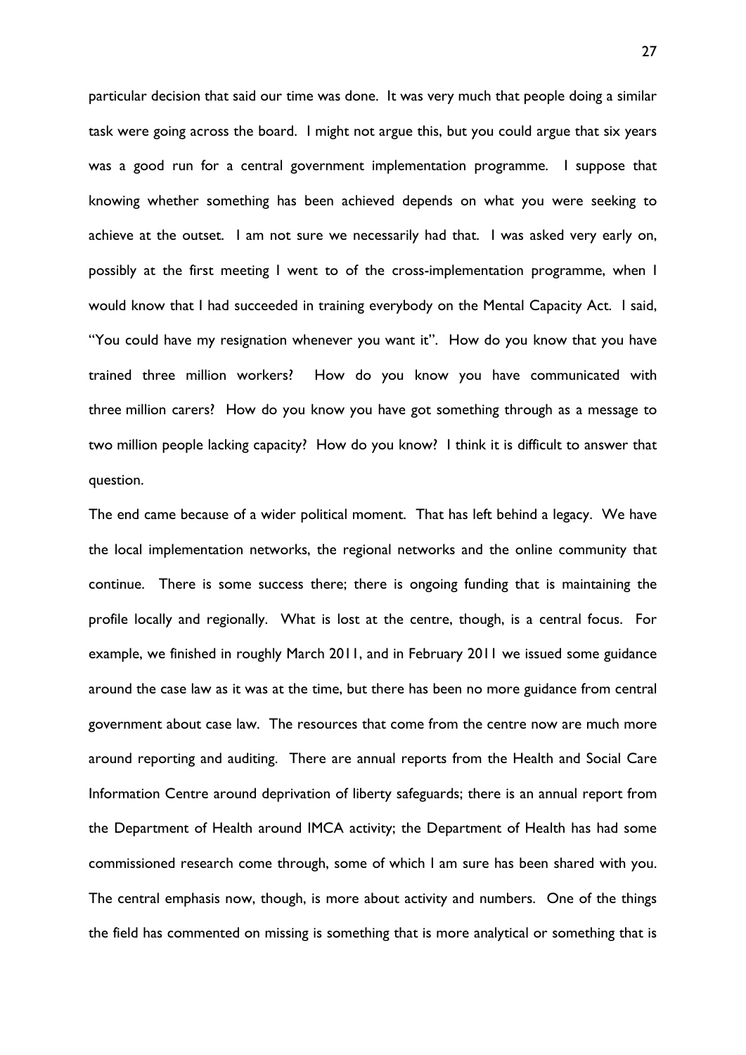particular decision that said our time was done. It was very much that people doing a similar task were going across the board. I might not argue this, but you could argue that six years was a good run for a central government implementation programme. I suppose that knowing whether something has been achieved depends on what you were seeking to achieve at the outset. I am not sure we necessarily had that. I was asked very early on, possibly at the first meeting I went to of the cross-implementation programme, when I would know that I had succeeded in training everybody on the Mental Capacity Act. I said, "You could have my resignation whenever you want it". How do you know that you have trained three million workers? How do you know you have communicated with three million carers? How do you know you have got something through as a message to two million people lacking capacity? How do you know? I think it is difficult to answer that question.

The end came because of a wider political moment. That has left behind a legacy. We have the local implementation networks, the regional networks and the online community that continue. There is some success there; there is ongoing funding that is maintaining the profile locally and regionally. What is lost at the centre, though, is a central focus. For example, we finished in roughly March 2011, and in February 2011 we issued some guidance around the case law as it was at the time, but there has been no more guidance from central government about case law. The resources that come from the centre now are much more around reporting and auditing. There are annual reports from the Health and Social Care Information Centre around deprivation of liberty safeguards; there is an annual report from the Department of Health around IMCA activity; the Department of Health has had some commissioned research come through, some of which I am sure has been shared with you. The central emphasis now, though, is more about activity and numbers. One of the things the field has commented on missing is something that is more analytical or something that is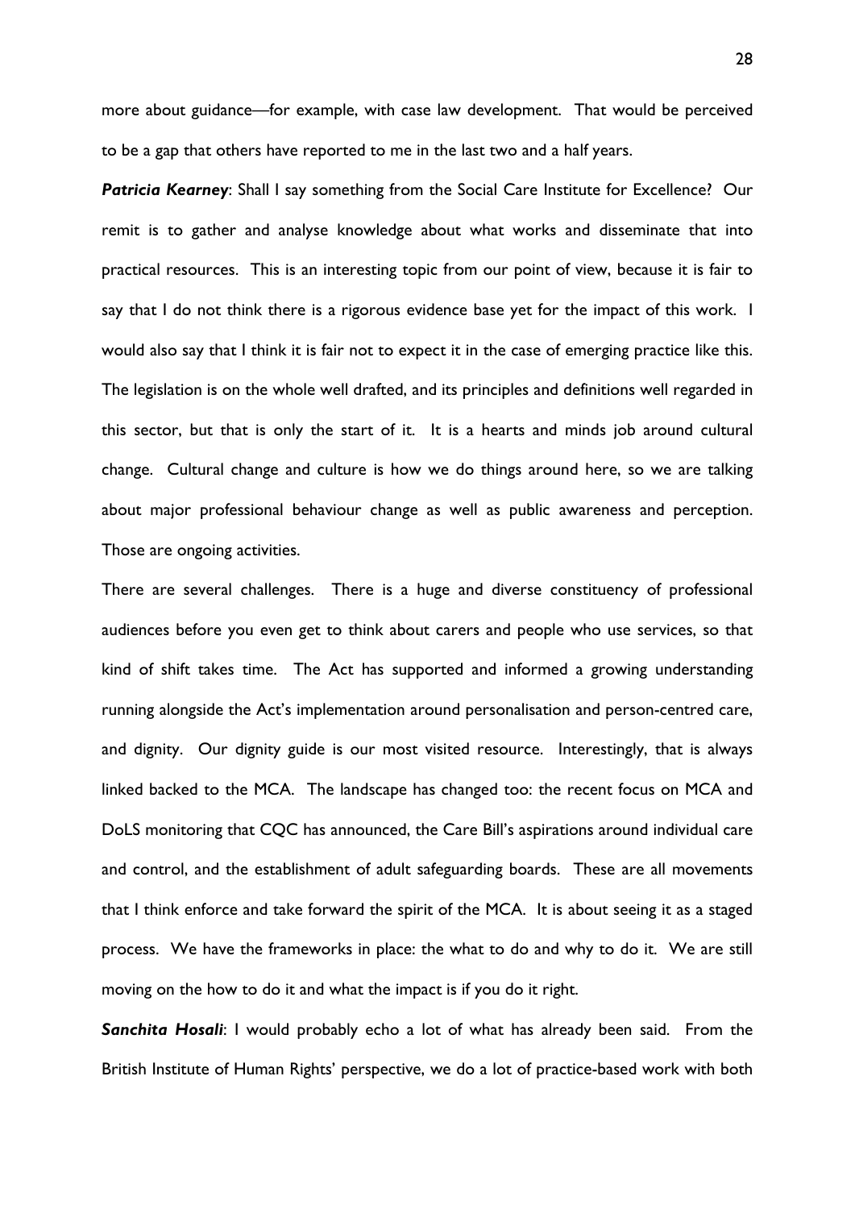more about guidance—for example, with case law development. That would be perceived to be a gap that others have reported to me in the last two and a half years.

***Patricia Kearney***: Shall I say something from the Social Care Institute for Excellence? Our remit is to gather and analyse knowledge about what works and disseminate that into practical resources. This is an interesting topic from our point of view, because it is fair to say that I do not think there is a rigorous evidence base yet for the impact of this work. I would also say that I think it is fair not to expect it in the case of emerging practice like this. The legislation is on the whole well drafted, and its principles and definitions well regarded in this sector, but that is only the start of it. It is a hearts and minds job around cultural change. Cultural change and culture is how we do things around here, so we are talking about major professional behaviour change as well as public awareness and perception. Those are ongoing activities.

There are several challenges. There is a huge and diverse constituency of professional audiences before you even get to think about carers and people who use services, so that kind of shift takes time. The Act has supported and informed a growing understanding running alongside the Act's implementation around personalisation and person-centred care, and dignity. Our dignity guide is our most visited resource. Interestingly, that is always linked backed to the MCA. The landscape has changed too: the recent focus on MCA and DoLS monitoring that CQC has announced, the Care Bill's aspirations around individual care and control, and the establishment of adult safeguarding boards. These are all movements that I think enforce and take forward the spirit of the MCA. It is about seeing it as a staged process. We have the frameworks in place: the what to do and why to do it. We are still moving on the how to do it and what the impact is if you do it right.

***Sanchita Hosali***: I would probably echo a lot of what has already been said. From the British Institute of Human Rights' perspective, we do a lot of practice-based work with both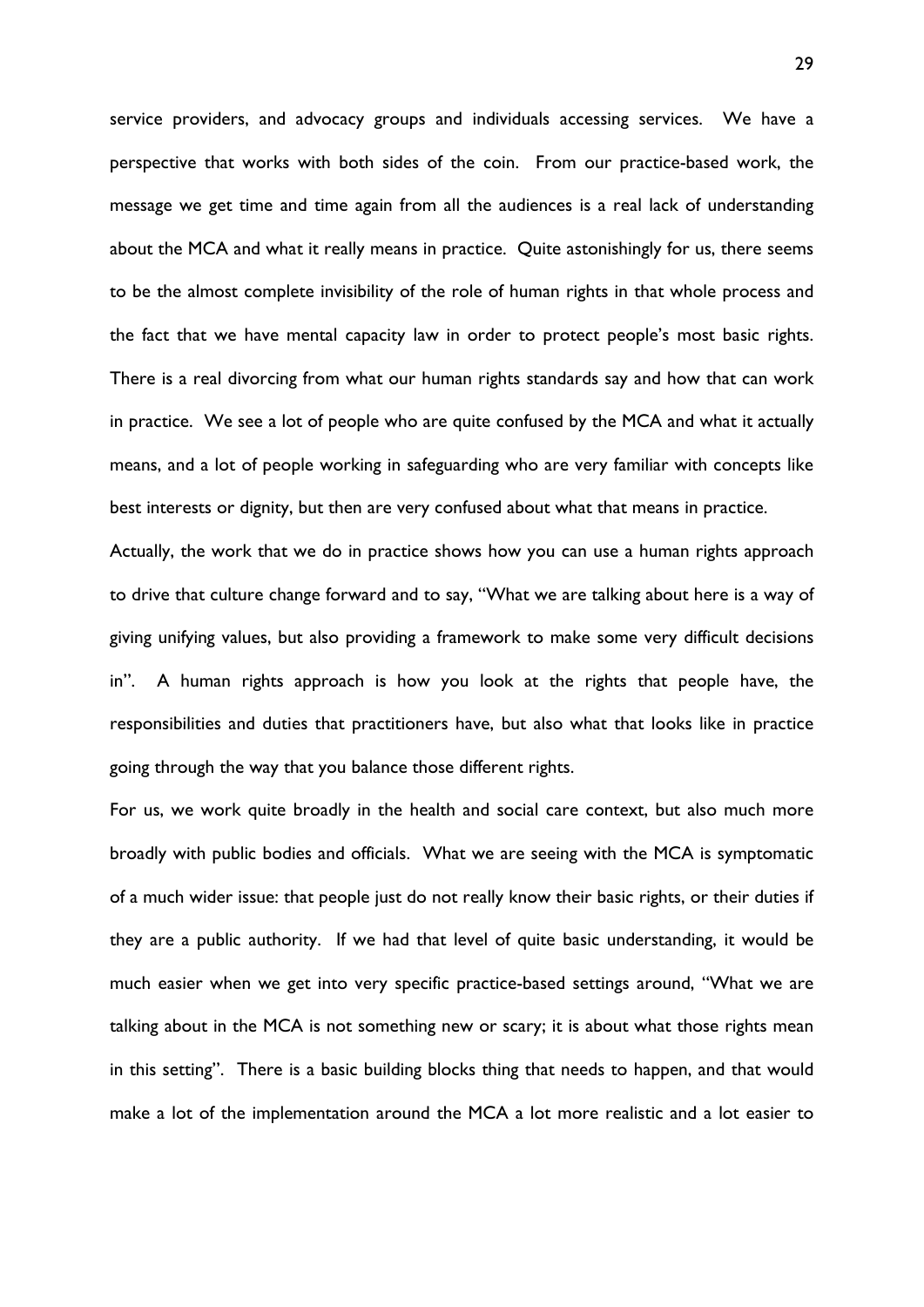service providers, and advocacy groups and individuals accessing services. We have a perspective that works with both sides of the coin. From our practice-based work, the message we get time and time again from all the audiences is a real lack of understanding about the MCA and what it really means in practice. Quite astonishingly for us, there seems to be the almost complete invisibility of the role of human rights in that whole process and the fact that we have mental capacity law in order to protect people's most basic rights. There is a real divorcing from what our human rights standards say and how that can work in practice. We see a lot of people who are quite confused by the MCA and what it actually means, and a lot of people working in safeguarding who are very familiar with concepts like best interests or dignity, but then are very confused about what that means in practice.

Actually, the work that we do in practice shows how you can use a human rights approach to drive that culture change forward and to say, "What we are talking about here is a way of giving unifying values, but also providing a framework to make some very difficult decisions in". A human rights approach is how you look at the rights that people have, the responsibilities and duties that practitioners have, but also what that looks like in practice going through the way that you balance those different rights.

For us, we work quite broadly in the health and social care context, but also much more broadly with public bodies and officials. What we are seeing with the MCA is symptomatic of a much wider issue: that people just do not really know their basic rights, or their duties if they are a public authority. If we had that level of quite basic understanding, it would be much easier when we get into very specific practice-based settings around, "What we are talking about in the MCA is not something new or scary; it is about what those rights mean in this setting". There is a basic building blocks thing that needs to happen, and that would make a lot of the implementation around the MCA a lot more realistic and a lot easier to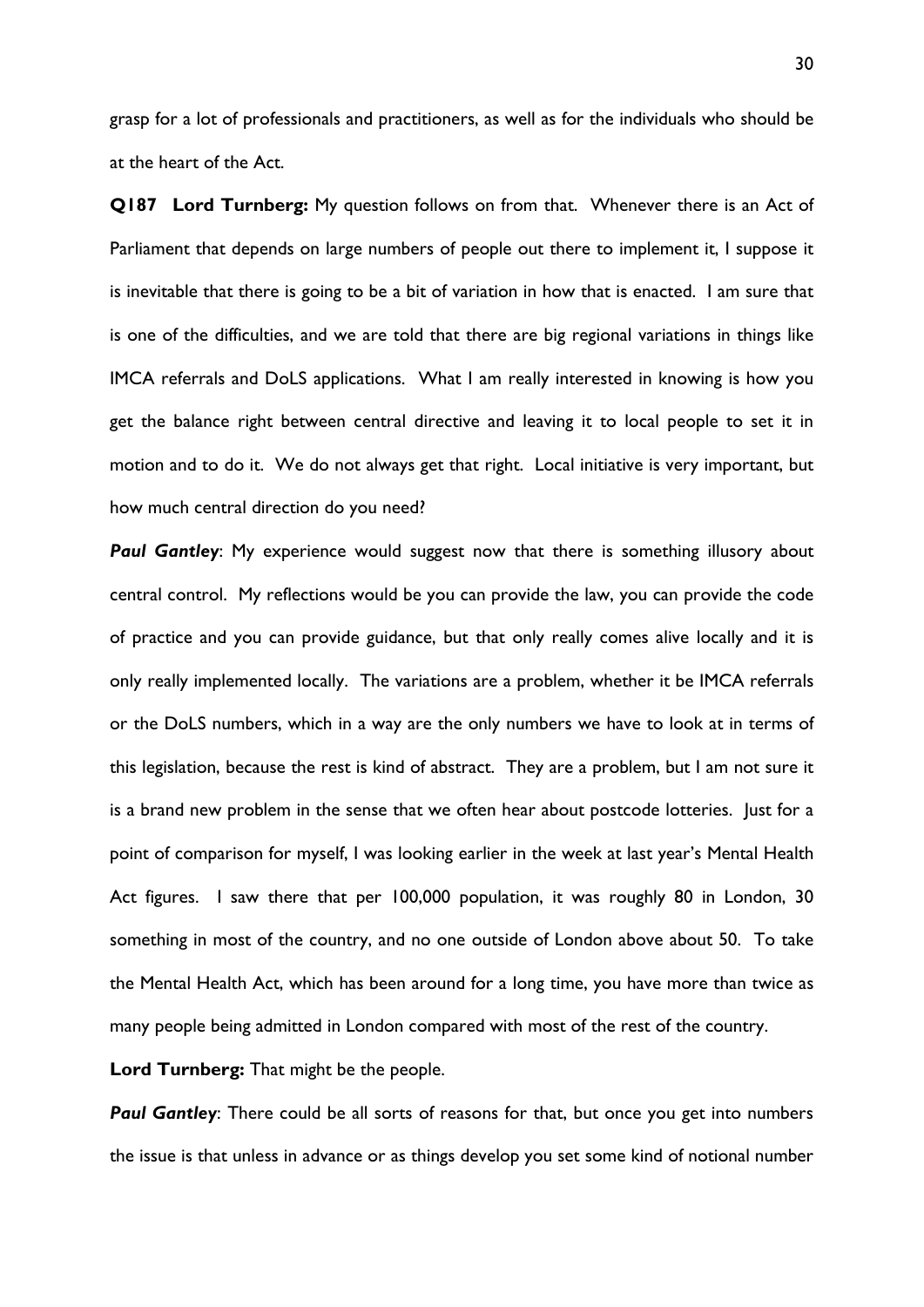grasp for a lot of professionals and practitioners, as well as for the individuals who should be at the heart of the Act.

**Q187 Lord Turnberg:** My question follows on from that. Whenever there is an Act of Parliament that depends on large numbers of people out there to implement it, I suppose it is inevitable that there is going to be a bit of variation in how that is enacted. I am sure that is one of the difficulties, and we are told that there are big regional variations in things like IMCA referrals and DoLS applications. What I am really interested in knowing is how you get the balance right between central directive and leaving it to local people to set it in motion and to do it. We do not always get that right. Local initiative is very important, but how much central direction do you need?

***Paul Gantley***: My experience would suggest now that there is something illusory about central control. My reflections would be you can provide the law, you can provide the code of practice and you can provide guidance, but that only really comes alive locally and it is only really implemented locally. The variations are a problem, whether it be IMCA referrals or the DoLS numbers, which in a way are the only numbers we have to look at in terms of this legislation, because the rest is kind of abstract. They are a problem, but I am not sure it is a brand new problem in the sense that we often hear about postcode lotteries. Just for a point of comparison for myself, I was looking earlier in the week at last year's Mental Health Act figures. I saw there that per 100,000 population, it was roughly 80 in London, 30 something in most of the country, and no one outside of London above about 50. To take the Mental Health Act, which has been around for a long time, you have more than twice as many people being admitted in London compared with most of the rest of the country.

**Lord Turnberg:** That might be the people.

***Paul Gantley***: There could be all sorts of reasons for that, but once you get into numbers the issue is that unless in advance or as things develop you set some kind of notional number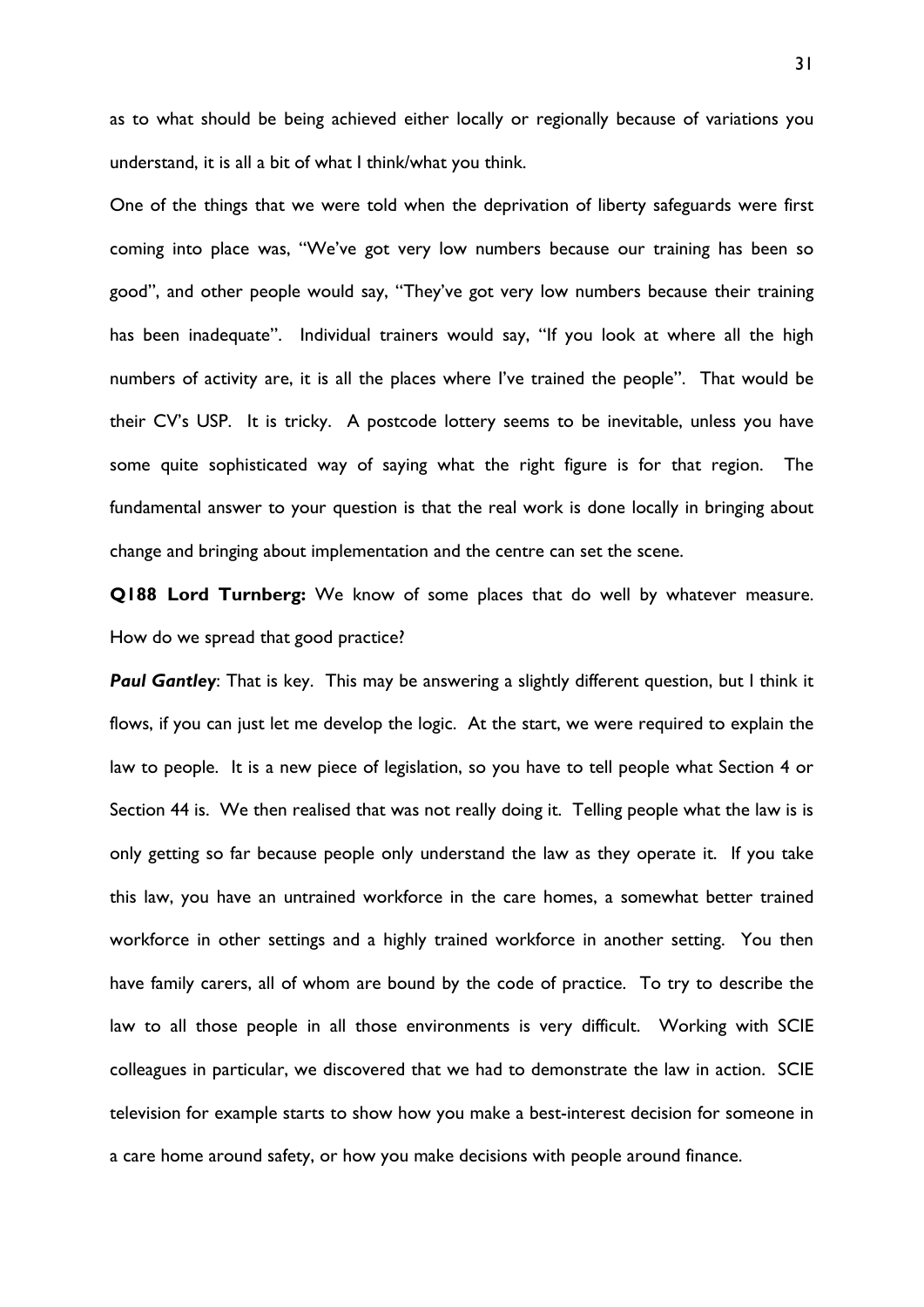as to what should be being achieved either locally or regionally because of variations you understand, it is all a bit of what I think/what you think.

One of the things that we were told when the deprivation of liberty safeguards were first coming into place was, "We've got very low numbers because our training has been so good", and other people would say, "They've got very low numbers because their training has been inadequate". Individual trainers would say, "If you look at where all the high numbers of activity are, it is all the places where I've trained the people". That would be their CV's USP. It is tricky. A postcode lottery seems to be inevitable, unless you have some quite sophisticated way of saying what the right figure is for that region. The fundamental answer to your question is that the real work is done locally in bringing about change and bringing about implementation and the centre can set the scene.

**Q188 Lord Turnberg:** We know of some places that do well by whatever measure. How do we spread that good practice?

***Paul Gantley***: That is key. This may be answering a slightly different question, but I think it flows, if you can just let me develop the logic. At the start, we were required to explain the law to people. It is a new piece of legislation, so you have to tell people what Section 4 or Section 44 is. We then realised that was not really doing it. Telling people what the law is is only getting so far because people only understand the law as they operate it. If you take this law, you have an untrained workforce in the care homes, a somewhat better trained workforce in other settings and a highly trained workforce in another setting. You then have family carers, all of whom are bound by the code of practice. To try to describe the law to all those people in all those environments is very difficult. Working with SCIE colleagues in particular, we discovered that we had to demonstrate the law in action. SCIE television for example starts to show how you make a best-interest decision for someone in a care home around safety, or how you make decisions with people around finance.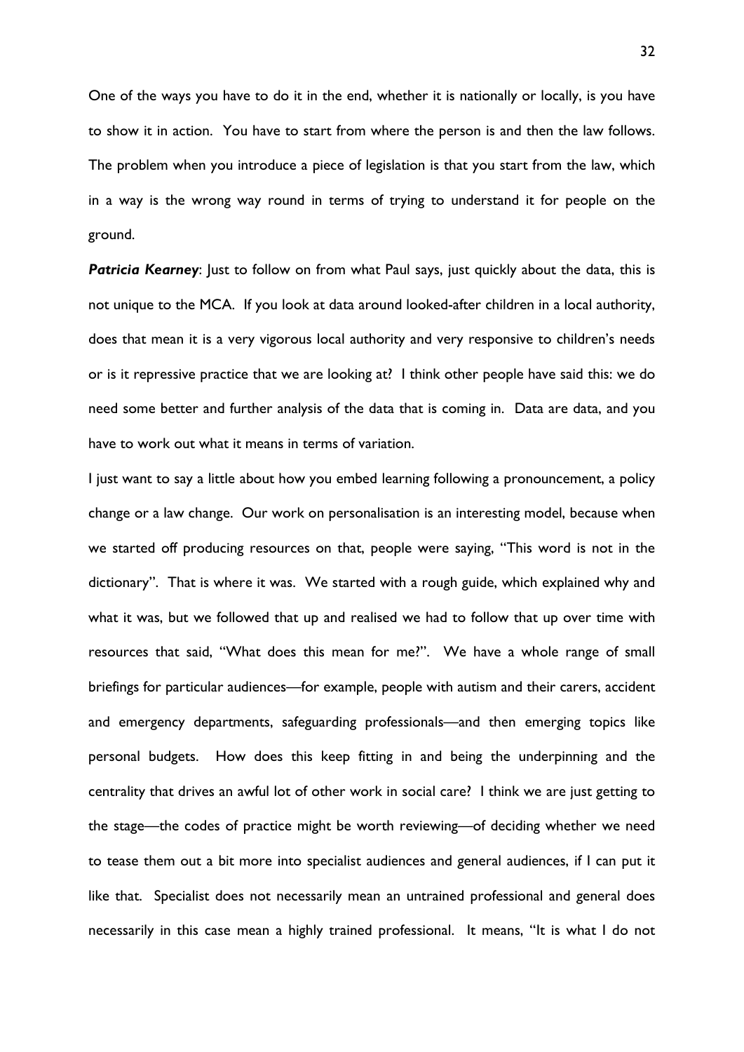One of the ways you have to do it in the end, whether it is nationally or locally, is you have to show it in action. You have to start from where the person is and then the law follows. The problem when you introduce a piece of legislation is that you start from the law, which in a way is the wrong way round in terms of trying to understand it for people on the ground.

***Patricia Kearney***: Just to follow on from what Paul says, just quickly about the data, this is not unique to the MCA. If you look at data around looked-after children in a local authority, does that mean it is a very vigorous local authority and very responsive to children's needs or is it repressive practice that we are looking at? I think other people have said this: we do need some better and further analysis of the data that is coming in. Data are data, and you have to work out what it means in terms of variation.

I just want to say a little about how you embed learning following a pronouncement, a policy change or a law change. Our work on personalisation is an interesting model, because when we started off producing resources on that, people were saying, "This word is not in the dictionary". That is where it was. We started with a rough guide, which explained why and what it was, but we followed that up and realised we had to follow that up over time with resources that said, "What does this mean for me?". We have a whole range of small briefings for particular audiences—for example, people with autism and their carers, accident and emergency departments, safeguarding professionals—and then emerging topics like personal budgets. How does this keep fitting in and being the underpinning and the centrality that drives an awful lot of other work in social care? I think we are just getting to the stage—the codes of practice might be worth reviewing—of deciding whether we need to tease them out a bit more into specialist audiences and general audiences, if I can put it like that. Specialist does not necessarily mean an untrained professional and general does necessarily in this case mean a highly trained professional. It means, "It is what I do not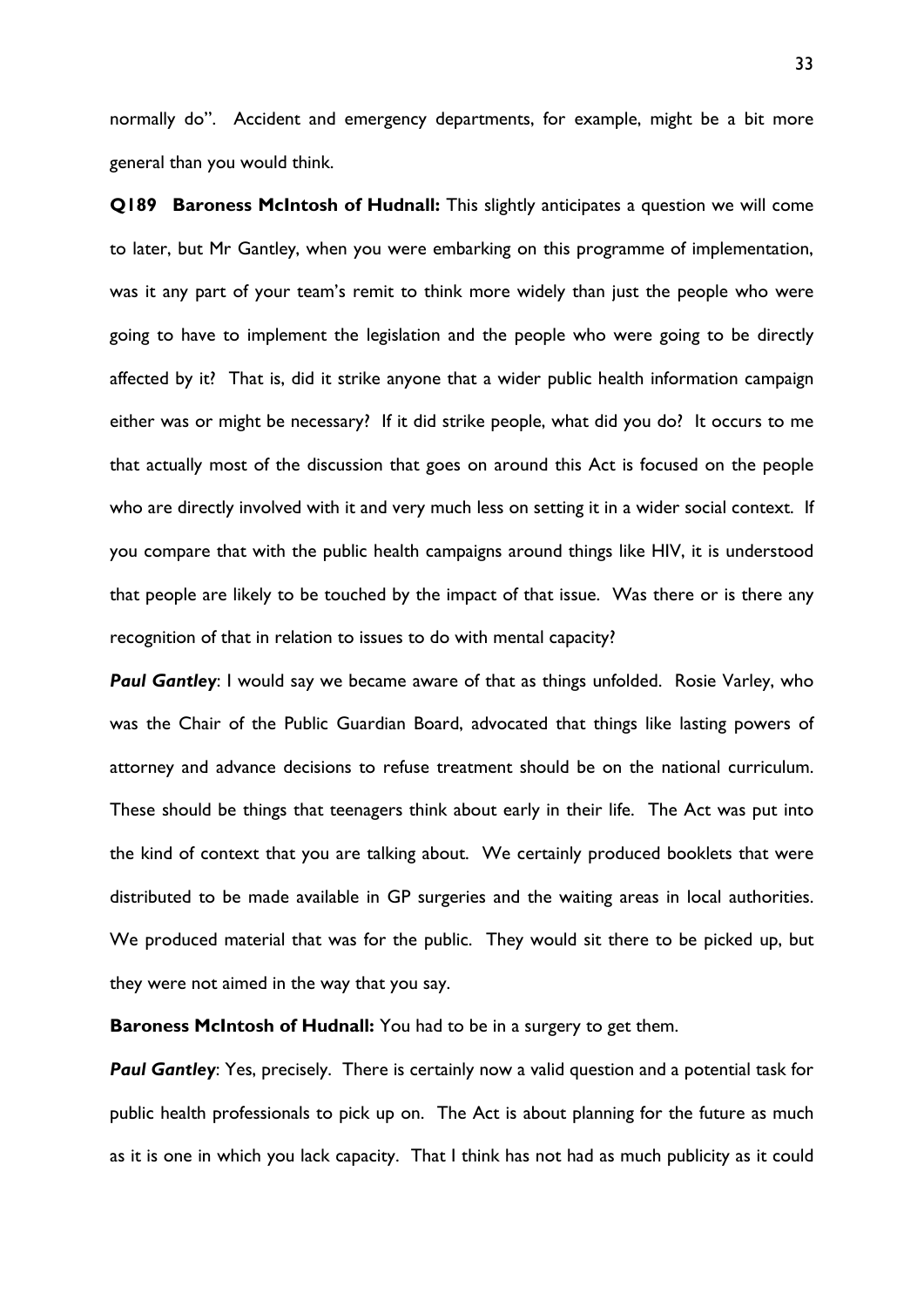normally do". Accident and emergency departments, for example, might be a bit more general than you would think.

**Q189 Baroness McIntosh of Hudnall:** This slightly anticipates a question we will come to later, but Mr Gantley, when you were embarking on this programme of implementation, was it any part of your team's remit to think more widely than just the people who were going to have to implement the legislation and the people who were going to be directly affected by it? That is, did it strike anyone that a wider public health information campaign either was or might be necessary? If it did strike people, what did you do? It occurs to me that actually most of the discussion that goes on around this Act is focused on the people who are directly involved with it and very much less on setting it in a wider social context. If you compare that with the public health campaigns around things like HIV, it is understood that people are likely to be touched by the impact of that issue. Was there or is there any recognition of that in relation to issues to do with mental capacity?

***Paul Gantley***: I would say we became aware of that as things unfolded. Rosie Varley, who was the Chair of the Public Guardian Board, advocated that things like lasting powers of attorney and advance decisions to refuse treatment should be on the national curriculum. These should be things that teenagers think about early in their life. The Act was put into the kind of context that you are talking about. We certainly produced booklets that were distributed to be made available in GP surgeries and the waiting areas in local authorities. We produced material that was for the public. They would sit there to be picked up, but they were not aimed in the way that you say.

**Baroness McIntosh of Hudnall:** You had to be in a surgery to get them.

***Paul Gantley***: Yes, precisely. There is certainly now a valid question and a potential task for public health professionals to pick up on. The Act is about planning for the future as much as it is one in which you lack capacity. That I think has not had as much publicity as it could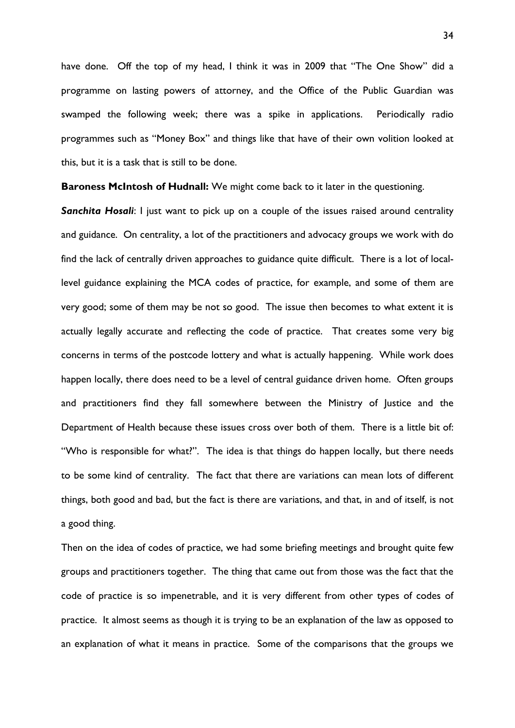have done. Off the top of my head, I think it was in 2009 that "The One Show" did a programme on lasting powers of attorney, and the Office of the Public Guardian was swamped the following week; there was a spike in applications. Periodically radio programmes such as "Money Box" and things like that have of their own volition looked at this, but it is a task that is still to be done.

**Baroness McIntosh of Hudnall:** We might come back to it later in the questioning.

***Sanchita Hosali***: I just want to pick up on a couple of the issues raised around centrality and guidance. On centrality, a lot of the practitioners and advocacy groups we work with do find the lack of centrally driven approaches to guidance quite difficult. There is a lot of local-level guidance explaining the MCA codes of practice, for example, and some of them are very good; some of them may be not so good. The issue then becomes to what extent it is actually legally accurate and reflecting the code of practice. That creates some very big concerns in terms of the postcode lottery and what is actually happening. While work does happen locally, there does need to be a level of central guidance driven home. Often groups and practitioners find they fall somewhere between the Ministry of Justice and the Department of Health because these issues cross over both of them. There is a little bit of: "Who is responsible for what?". The idea is that things do happen locally, but there needs to be some kind of centrality. The fact that there are variations can mean lots of different things, both good and bad, but the fact is there are variations, and that, in and of itself, is not a good thing.

Then on the idea of codes of practice, we had some briefing meetings and brought quite few groups and practitioners together. The thing that came out from those was the fact that the code of practice is so impenetrable, and it is very different from other types of codes of practice. It almost seems as though it is trying to be an explanation of the law as opposed to an explanation of what it means in practice. Some of the comparisons that the groups we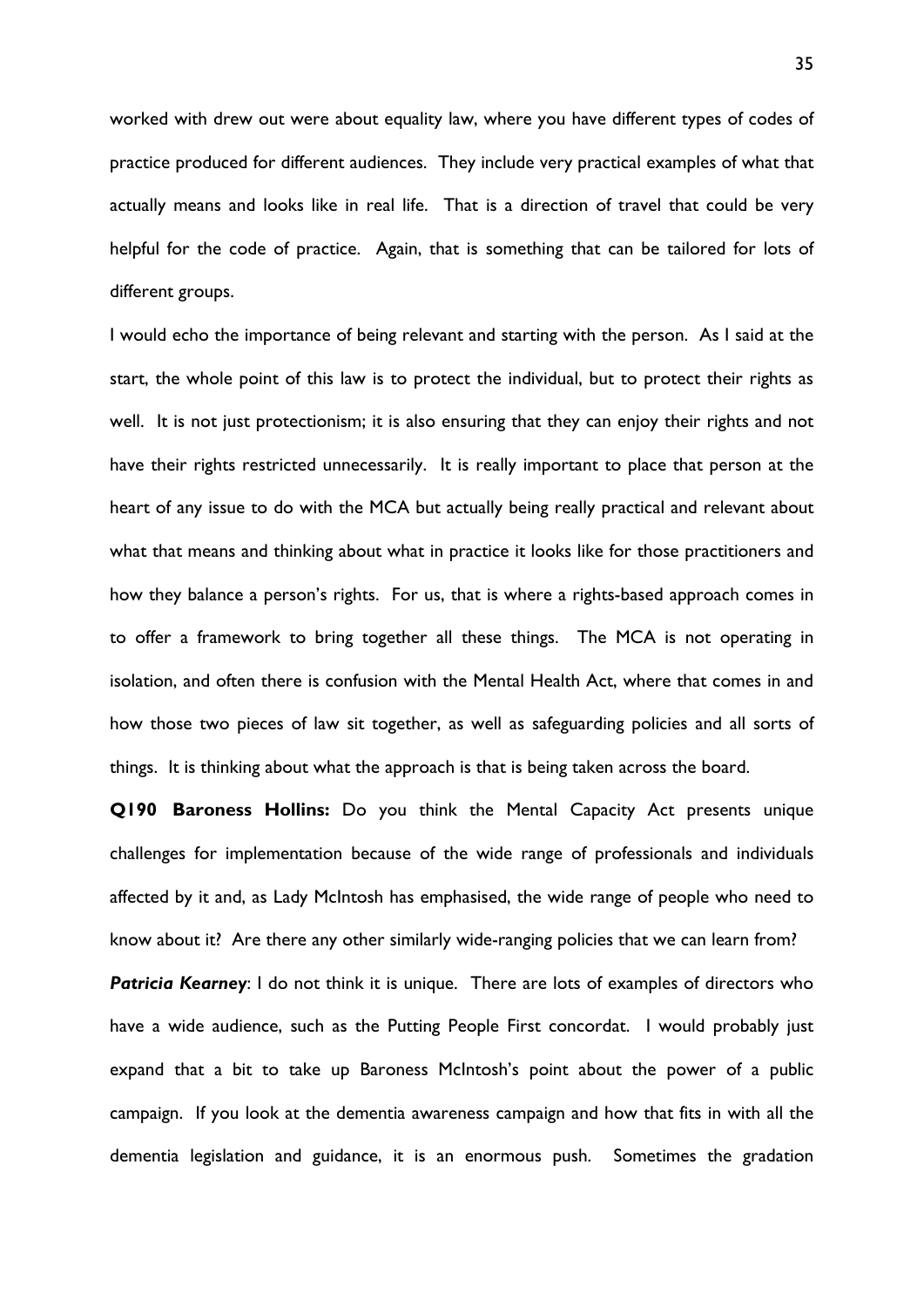worked with drew out were about equality law, where you have different types of codes of practice produced for different audiences. They include very practical examples of what that actually means and looks like in real life. That is a direction of travel that could be very helpful for the code of practice. Again, that is something that can be tailored for lots of different groups.

I would echo the importance of being relevant and starting with the person. As I said at the start, the whole point of this law is to protect the individual, but to protect their rights as well. It is not just protectionism; it is also ensuring that they can enjoy their rights and not have their rights restricted unnecessarily. It is really important to place that person at the heart of any issue to do with the MCA but actually being really practical and relevant about what that means and thinking about what in practice it looks like for those practitioners and how they balance a person's rights. For us, that is where a rights-based approach comes in to offer a framework to bring together all these things. The MCA is not operating in isolation, and often there is confusion with the Mental Health Act, where that comes in and how those two pieces of law sit together, as well as safeguarding policies and all sorts of things. It is thinking about what the approach is that is being taken across the board.

**Q190 Baroness Hollins:** Do you think the Mental Capacity Act presents unique challenges for implementation because of the wide range of professionals and individuals affected by it and, as Lady McIntosh has emphasised, the wide range of people who need to know about it? Are there any other similarly wide-ranging policies that we can learn from?

***Patricia Kearney***: I do not think it is unique. There are lots of examples of directors who have a wide audience, such as the Putting People First concordat. I would probably just expand that a bit to take up Baroness McIntosh's point about the power of a public campaign. If you look at the dementia awareness campaign and how that fits in with all the dementia legislation and guidance, it is an enormous push. Sometimes the gradation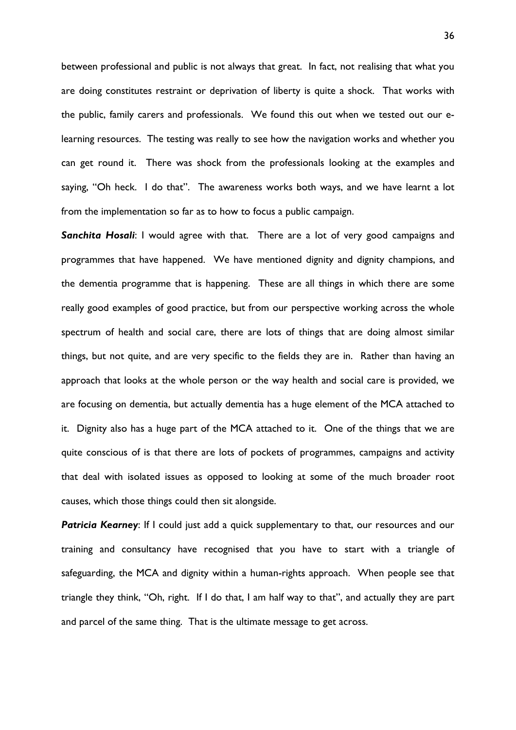between professional and public is not always that great. In fact, not realising that what you are doing constitutes restraint or deprivation of liberty is quite a shock. That works with the public, family carers and professionals. We found this out when we tested out our e-learning resources. The testing was really to see how the navigation works and whether you can get round it. There was shock from the professionals looking at the examples and saying, "Oh heck. I do that". The awareness works both ways, and we have learnt a lot from the implementation so far as to how to focus a public campaign.

***Sanchita Hosali***: I would agree with that. There are a lot of very good campaigns and programmes that have happened. We have mentioned dignity and dignity champions, and the dementia programme that is happening. These are all things in which there are some really good examples of good practice, but from our perspective working across the whole spectrum of health and social care, there are lots of things that are doing almost similar things, but not quite, and are very specific to the fields they are in. Rather than having an approach that looks at the whole person or the way health and social care is provided, we are focusing on dementia, but actually dementia has a huge element of the MCA attached to it. Dignity also has a huge part of the MCA attached to it. One of the things that we are quite conscious of is that there are lots of pockets of programmes, campaigns and activity that deal with isolated issues as opposed to looking at some of the much broader root causes, which those things could then sit alongside.

***Patricia Kearney***: If I could just add a quick supplementary to that, our resources and our training and consultancy have recognised that you have to start with a triangle of safeguarding, the MCA and dignity within a human-rights approach. When people see that triangle they think, "Oh, right. If I do that, I am half way to that", and actually they are part and parcel of the same thing. That is the ultimate message to get across.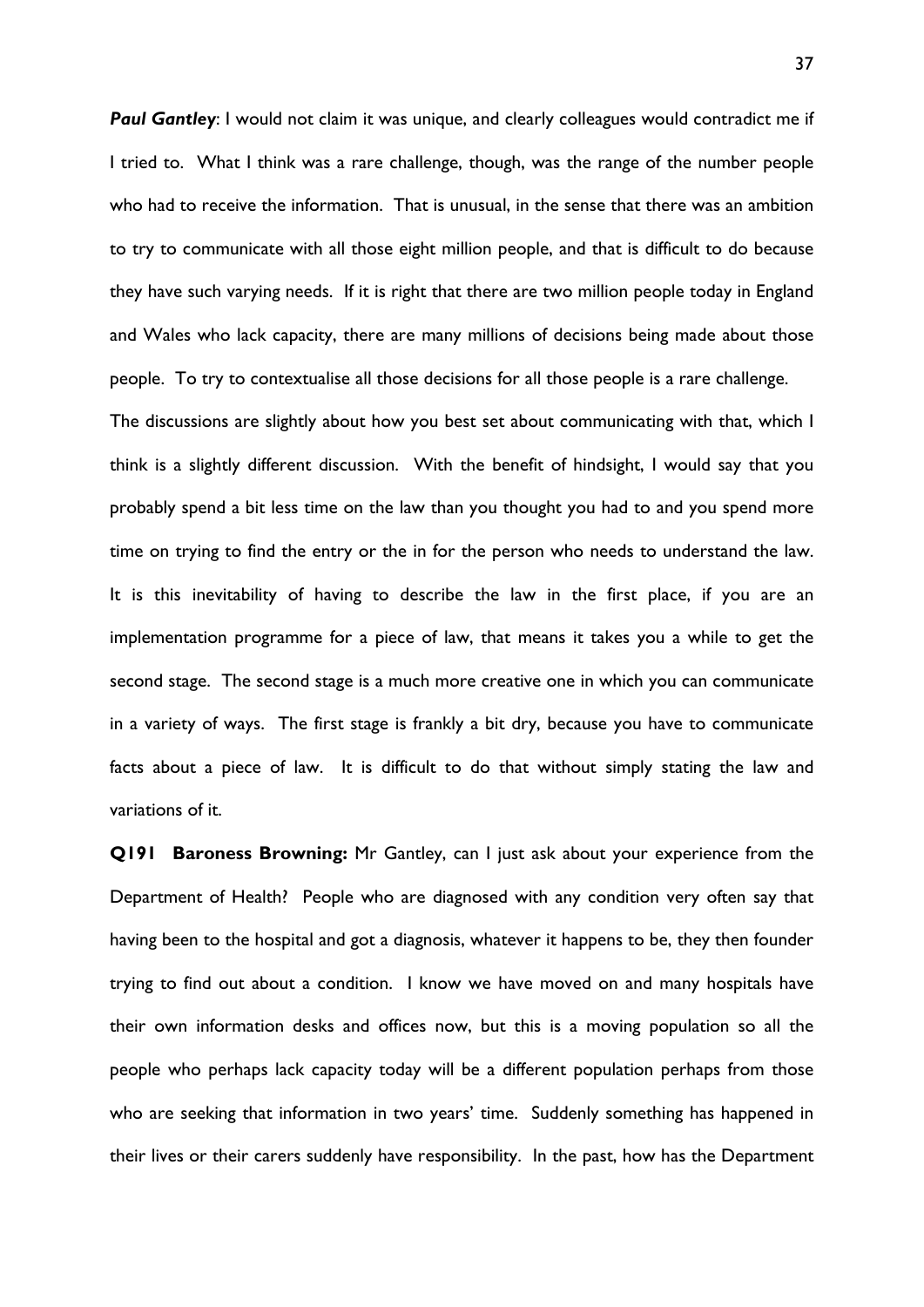***Paul Gantley***: I would not claim it was unique, and clearly colleagues would contradict me if I tried to. What I think was a rare challenge, though, was the range of the number people who had to receive the information. That is unusual, in the sense that there was an ambition to try to communicate with all those eight million people, and that is difficult to do because they have such varying needs. If it is right that there are two million people today in England and Wales who lack capacity, there are many millions of decisions being made about those people. To try to contextualise all those decisions for all those people is a rare challenge. The discussions are slightly about how you best set about communicating with that, which I think is a slightly different discussion. With the benefit of hindsight, I would say that you probably spend a bit less time on the law than you thought you had to and you spend more time on trying to find the entry or the in for the person who needs to understand the law. It is this inevitability of having to describe the law in the first place, if you are an implementation programme for a piece of law, that means it takes you a while to get the second stage. The second stage is a much more creative one in which you can communicate in a variety of ways. The first stage is frankly a bit dry, because you have to communicate facts about a piece of law. It is difficult to do that without simply stating the law and variations of it.

**Q191 Baroness Browning:** Mr Gantley, can I just ask about your experience from the Department of Health? People who are diagnosed with any condition very often say that having been to the hospital and got a diagnosis, whatever it happens to be, they then founder trying to find out about a condition. I know we have moved on and many hospitals have their own information desks and offices now, but this is a moving population so all the people who perhaps lack capacity today will be a different population perhaps from those who are seeking that information in two years' time. Suddenly something has happened in their lives or their carers suddenly have responsibility. In the past, how has the Department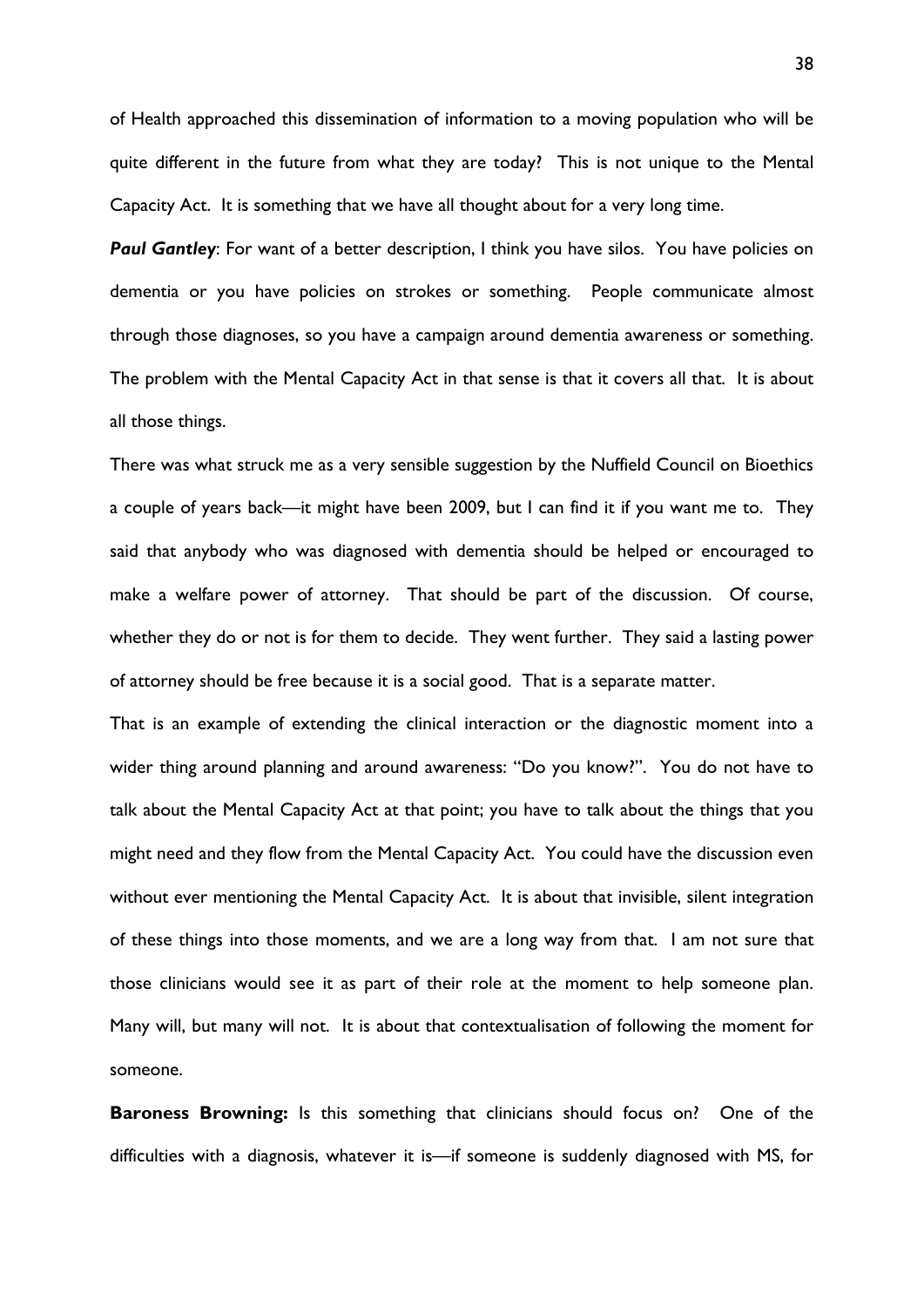of Health approached this dissemination of information to a moving population who will be quite different in the future from what they are today? This is not unique to the Mental Capacity Act. It is something that we have all thought about for a very long time.

***Paul Gantley***: For want of a better description, I think you have silos. You have policies on dementia or you have policies on strokes or something. People communicate almost through those diagnoses, so you have a campaign around dementia awareness or something. The problem with the Mental Capacity Act in that sense is that it covers all that. It is about all those things.

There was what struck me as a very sensible suggestion by the Nuffield Council on Bioethics a couple of years back—it might have been 2009, but I can find it if you want me to. They said that anybody who was diagnosed with dementia should be helped or encouraged to make a welfare power of attorney. That should be part of the discussion. Of course, whether they do or not is for them to decide. They went further. They said a lasting power of attorney should be free because it is a social good. That is a separate matter.

That is an example of extending the clinical interaction or the diagnostic moment into a wider thing around planning and around awareness: "Do you know?". You do not have to talk about the Mental Capacity Act at that point; you have to talk about the things that you might need and they flow from the Mental Capacity Act. You could have the discussion even without ever mentioning the Mental Capacity Act. It is about that invisible, silent integration of these things into those moments, and we are a long way from that. I am not sure that those clinicians would see it as part of their role at the moment to help someone plan. Many will, but many will not. It is about that contextualisation of following the moment for someone.

**Baroness Browning:** Is this something that clinicians should focus on? One of the difficulties with a diagnosis, whatever it is—if someone is suddenly diagnosed with MS, for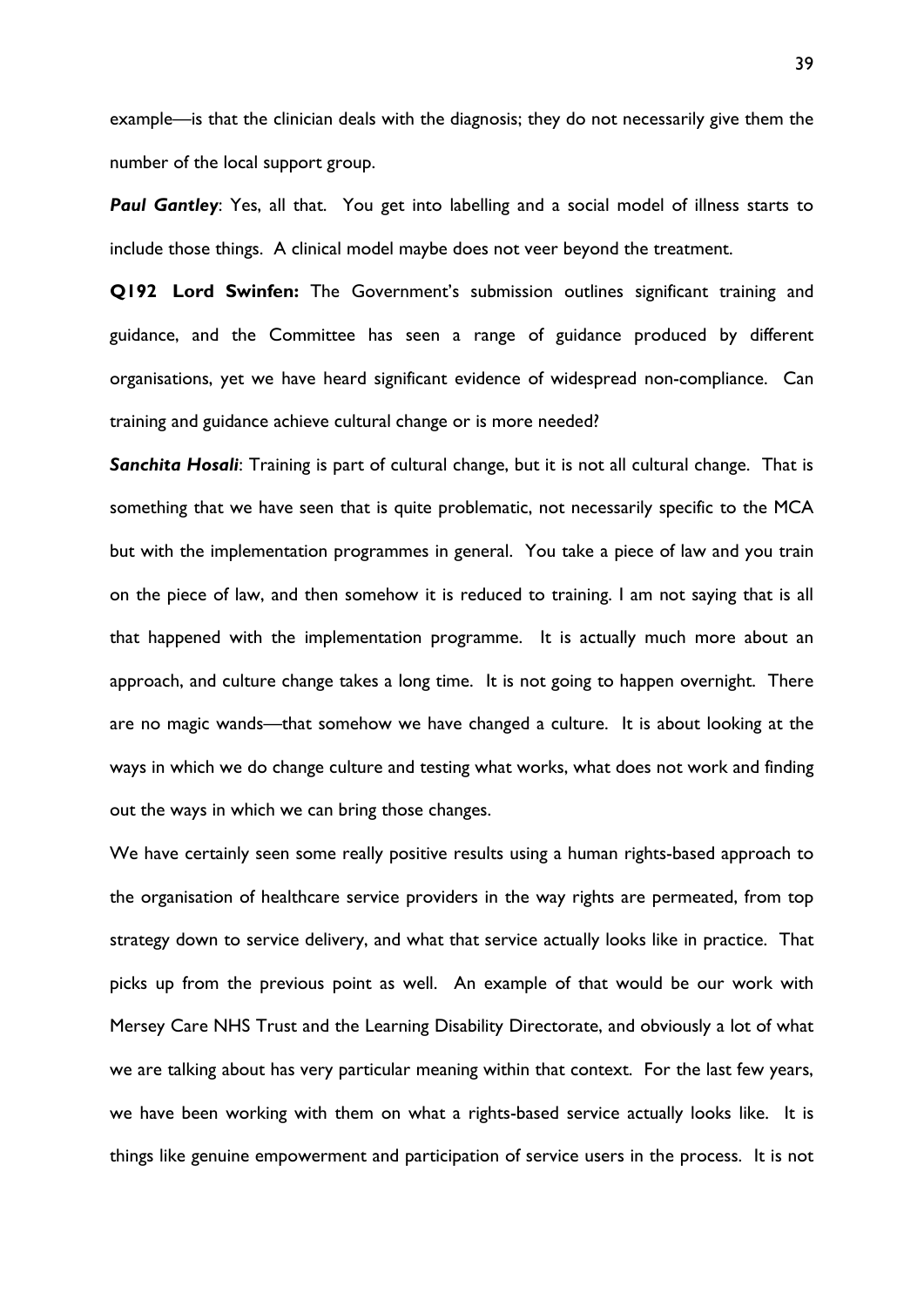example—is that the clinician deals with the diagnosis; they do not necessarily give them the number of the local support group.

***Paul Gantley***: Yes, all that. You get into labelling and a social model of illness starts to include those things. A clinical model maybe does not veer beyond the treatment.

**Q192 Lord Swinfen:** The Government's submission outlines significant training and guidance, and the Committee has seen a range of guidance produced by different organisations, yet we have heard significant evidence of widespread non-compliance. Can training and guidance achieve cultural change or is more needed?

***Sanchita Hosali***: Training is part of cultural change, but it is not all cultural change. That is something that we have seen that is quite problematic, not necessarily specific to the MCA but with the implementation programmes in general. You take a piece of law and you train on the piece of law, and then somehow it is reduced to training. I am not saying that is all that happened with the implementation programme. It is actually much more about an approach, and culture change takes a long time. It is not going to happen overnight. There are no magic wands—that somehow we have changed a culture. It is about looking at the ways in which we do change culture and testing what works, what does not work and finding out the ways in which we can bring those changes.

We have certainly seen some really positive results using a human rights-based approach to the organisation of healthcare service providers in the way rights are permeated, from top strategy down to service delivery, and what that service actually looks like in practice. That picks up from the previous point as well. An example of that would be our work with Mersey Care NHS Trust and the Learning Disability Directorate, and obviously a lot of what we are talking about has very particular meaning within that context. For the last few years, we have been working with them on what a rights-based service actually looks like. It is things like genuine empowerment and participation of service users in the process. It is not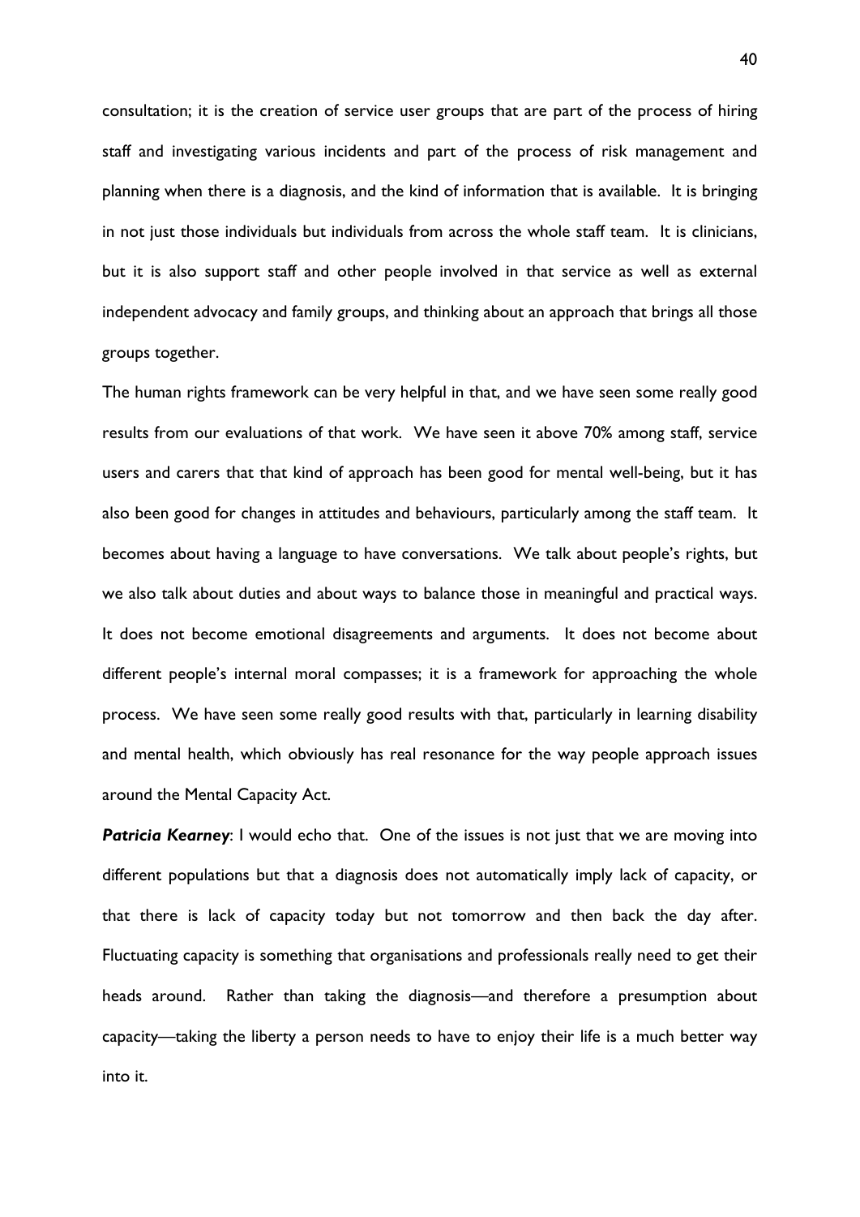consultation; it is the creation of service user groups that are part of the process of hiring staff and investigating various incidents and part of the process of risk management and planning when there is a diagnosis, and the kind of information that is available. It is bringing in not just those individuals but individuals from across the whole staff team. It is clinicians, but it is also support staff and other people involved in that service as well as external independent advocacy and family groups, and thinking about an approach that brings all those groups together.

The human rights framework can be very helpful in that, and we have seen some really good results from our evaluations of that work. We have seen it above 70% among staff, service users and carers that that kind of approach has been good for mental well-being, but it has also been good for changes in attitudes and behaviours, particularly among the staff team. It becomes about having a language to have conversations. We talk about people's rights, but we also talk about duties and about ways to balance those in meaningful and practical ways. It does not become emotional disagreements and arguments. It does not become about different people's internal moral compasses; it is a framework for approaching the whole process. We have seen some really good results with that, particularly in learning disability and mental health, which obviously has real resonance for the way people approach issues around the Mental Capacity Act.

***Patricia Kearney***: I would echo that. One of the issues is not just that we are moving into different populations but that a diagnosis does not automatically imply lack of capacity, or that there is lack of capacity today but not tomorrow and then back the day after. Fluctuating capacity is something that organisations and professionals really need to get their heads around. Rather than taking the diagnosis—and therefore a presumption about capacity—taking the liberty a person needs to have to enjoy their life is a much better way into it.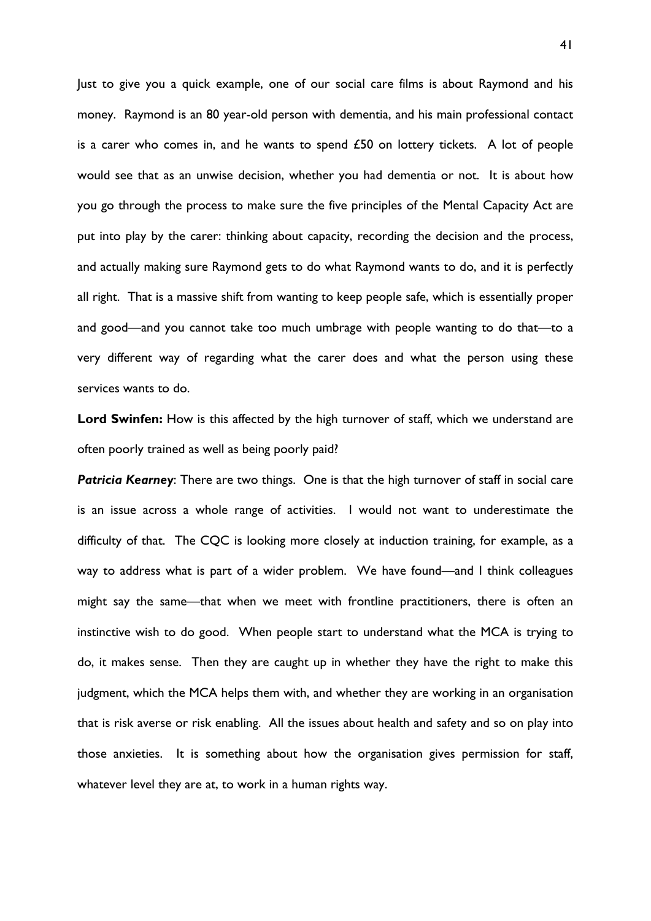Just to give you a quick example, one of our social care films is about Raymond and his money. Raymond is an 80 year-old person with dementia, and his main professional contact is a carer who comes in, and he wants to spend £50 on lottery tickets. A lot of people would see that as an unwise decision, whether you had dementia or not. It is about how you go through the process to make sure the five principles of the Mental Capacity Act are put into play by the carer: thinking about capacity, recording the decision and the process, and actually making sure Raymond gets to do what Raymond wants to do, and it is perfectly all right. That is a massive shift from wanting to keep people safe, which is essentially proper and good—and you cannot take too much umbrage with people wanting to do that—to a very different way of regarding what the carer does and what the person using these services wants to do.

**Lord Swinfen:** How is this affected by the high turnover of staff, which we understand are often poorly trained as well as being poorly paid?

***Patricia Kearney***: There are two things. One is that the high turnover of staff in social care is an issue across a whole range of activities. I would not want to underestimate the difficulty of that. The CQC is looking more closely at induction training, for example, as a way to address what is part of a wider problem. We have found—and I think colleagues might say the same—that when we meet with frontline practitioners, there is often an instinctive wish to do good. When people start to understand what the MCA is trying to do, it makes sense. Then they are caught up in whether they have the right to make this judgment, which the MCA helps them with, and whether they are working in an organisation that is risk averse or risk enabling. All the issues about health and safety and so on play into those anxieties. It is something about how the organisation gives permission for staff, whatever level they are at, to work in a human rights way.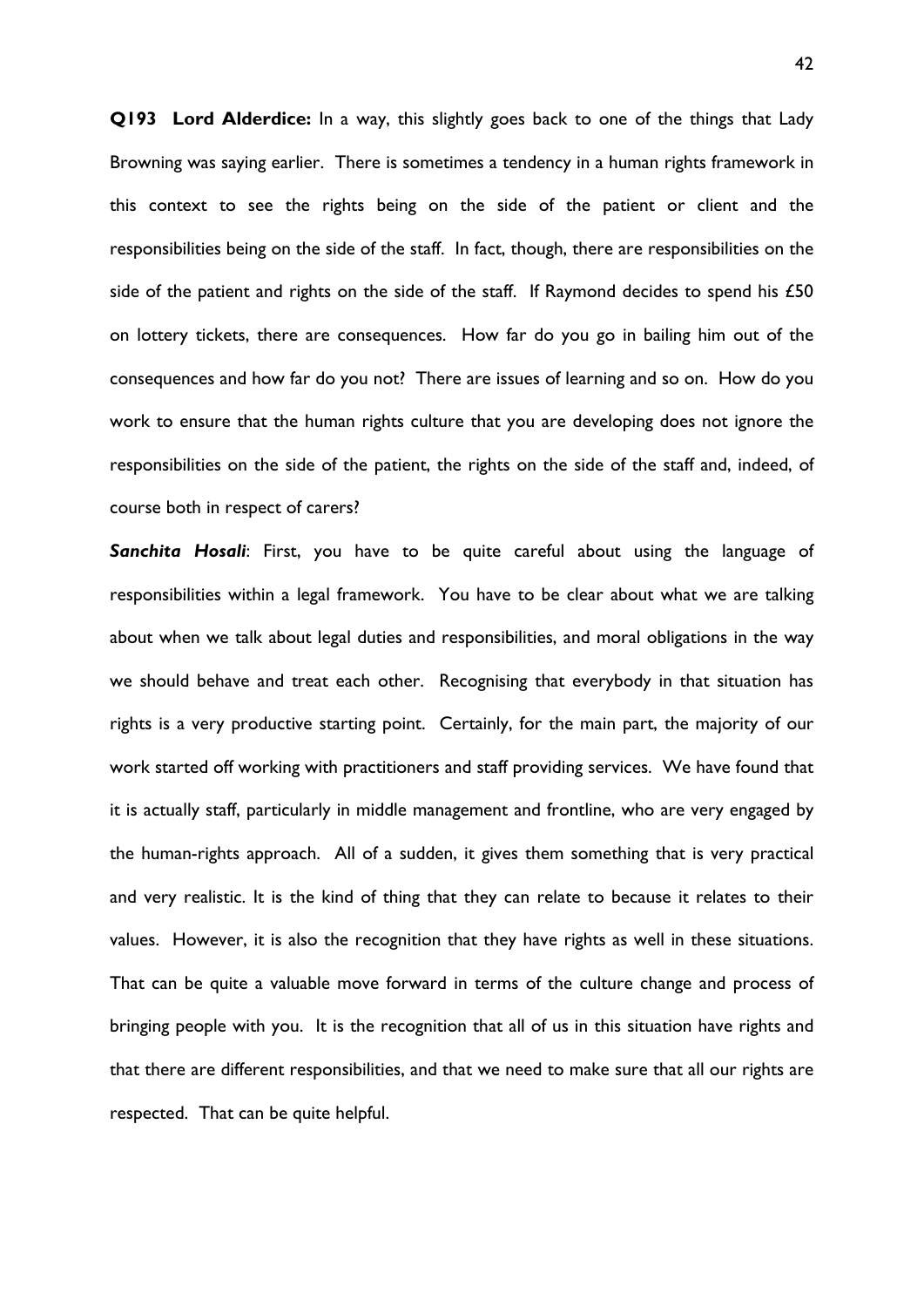**Q193 Lord Alderdice:** In a way, this slightly goes back to one of the things that Lady Browning was saying earlier. There is sometimes a tendency in a human rights framework in this context to see the rights being on the side of the patient or client and the responsibilities being on the side of the staff. In fact, though, there are responsibilities on the side of the patient and rights on the side of the staff. If Raymond decides to spend his £50 on lottery tickets, there are consequences. How far do you go in bailing him out of the consequences and how far do you not? There are issues of learning and so on. How do you work to ensure that the human rights culture that you are developing does not ignore the responsibilities on the side of the patient, the rights on the side of the staff and, indeed, of course both in respect of carers?

***Sanchita Hosali***: First, you have to be quite careful about using the language of responsibilities within a legal framework. You have to be clear about what we are talking about when we talk about legal duties and responsibilities, and moral obligations in the way we should behave and treat each other. Recognising that everybody in that situation has rights is a very productive starting point. Certainly, for the main part, the majority of our work started off working with practitioners and staff providing services. We have found that it is actually staff, particularly in middle management and frontline, who are very engaged by the human-rights approach. All of a sudden, it gives them something that is very practical and very realistic. It is the kind of thing that they can relate to because it relates to their values. However, it is also the recognition that they have rights as well in these situations. That can be quite a valuable move forward in terms of the culture change and process of bringing people with you. It is the recognition that all of us in this situation have rights and that there are different responsibilities, and that we need to make sure that all our rights are respected. That can be quite helpful.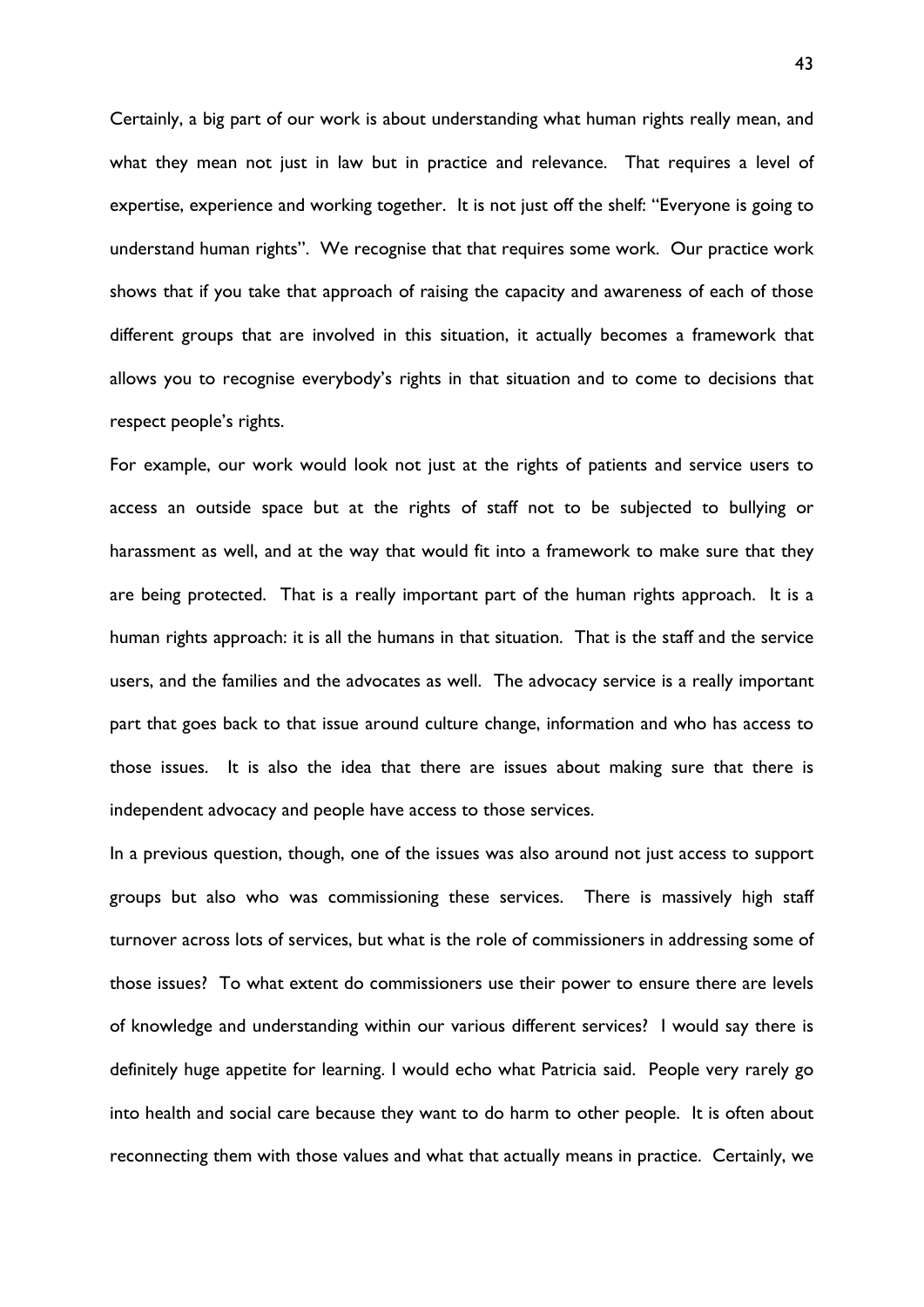Certainly, a big part of our work is about understanding what human rights really mean, and what they mean not just in law but in practice and relevance. That requires a level of expertise, experience and working together. It is not just off the shelf: "Everyone is going to understand human rights". We recognise that that requires some work. Our practice work shows that if you take that approach of raising the capacity and awareness of each of those different groups that are involved in this situation, it actually becomes a framework that allows you to recognise everybody's rights in that situation and to come to decisions that respect people's rights.

For example, our work would look not just at the rights of patients and service users to access an outside space but at the rights of staff not to be subjected to bullying or harassment as well, and at the way that would fit into a framework to make sure that they are being protected. That is a really important part of the human rights approach. It is a human rights approach: it is all the humans in that situation. That is the staff and the service users, and the families and the advocates as well. The advocacy service is a really important part that goes back to that issue around culture change, information and who has access to those issues. It is also the idea that there are issues about making sure that there is independent advocacy and people have access to those services.

In a previous question, though, one of the issues was also around not just access to support groups but also who was commissioning these services. There is massively high staff turnover across lots of services, but what is the role of commissioners in addressing some of those issues? To what extent do commissioners use their power to ensure there are levels of knowledge and understanding within our various different services? I would say there is definitely huge appetite for learning. I would echo what Patricia said. People very rarely go into health and social care because they want to do harm to other people. It is often about reconnecting them with those values and what that actually means in practice. Certainly, we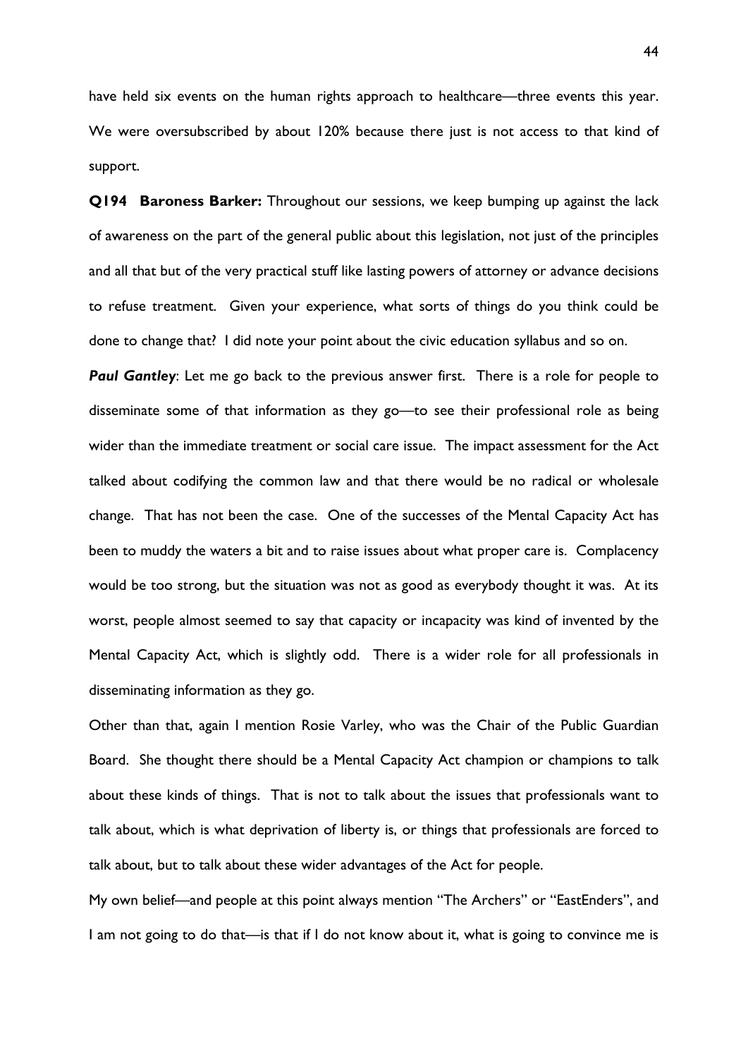have held six events on the human rights approach to healthcare—three events this year. We were oversubscribed by about 120% because there just is not access to that kind of support.

**Q194 Baroness Barker:** Throughout our sessions, we keep bumping up against the lack of awareness on the part of the general public about this legislation, not just of the principles and all that but of the very practical stuff like lasting powers of attorney or advance decisions to refuse treatment. Given your experience, what sorts of things do you think could be done to change that? I did note your point about the civic education syllabus and so on.

***Paul Gantley***: Let me go back to the previous answer first. There is a role for people to disseminate some of that information as they go—to see their professional role as being wider than the immediate treatment or social care issue. The impact assessment for the Act talked about codifying the common law and that there would be no radical or wholesale change. That has not been the case. One of the successes of the Mental Capacity Act has been to muddy the waters a bit and to raise issues about what proper care is. Complacency would be too strong, but the situation was not as good as everybody thought it was. At its worst, people almost seemed to say that capacity or incapacity was kind of invented by the Mental Capacity Act, which is slightly odd. There is a wider role for all professionals in disseminating information as they go.

Other than that, again I mention Rosie Varley, who was the Chair of the Public Guardian Board. She thought there should be a Mental Capacity Act champion or champions to talk about these kinds of things. That is not to talk about the issues that professionals want to talk about, which is what deprivation of liberty is, or things that professionals are forced to talk about, but to talk about these wider advantages of the Act for people.

My own belief—and people at this point always mention "The Archers" or "EastEnders", and I am not going to do that—is that if I do not know about it, what is going to convince me is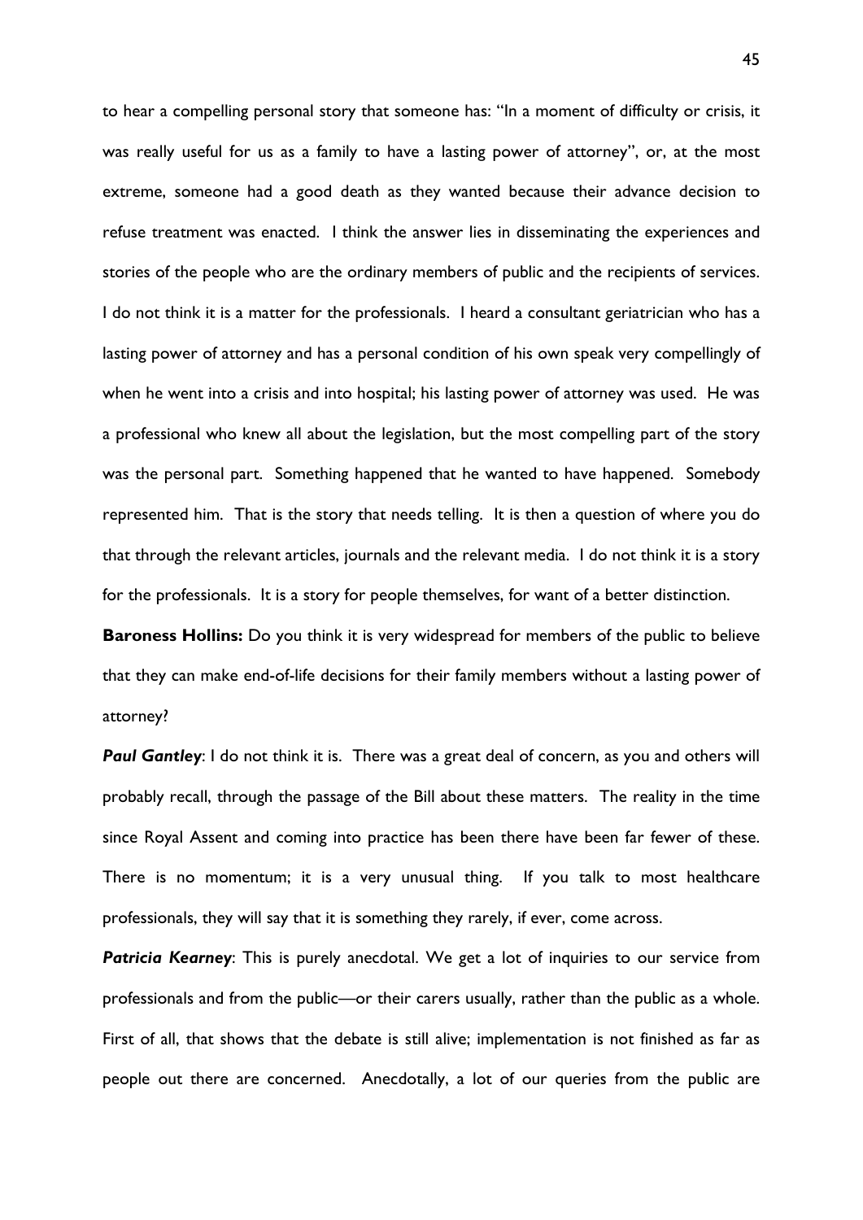to hear a compelling personal story that someone has: "In a moment of difficulty or crisis, it was really useful for us as a family to have a lasting power of attorney", or, at the most extreme, someone had a good death as they wanted because their advance decision to refuse treatment was enacted. I think the answer lies in disseminating the experiences and stories of the people who are the ordinary members of public and the recipients of services. I do not think it is a matter for the professionals. I heard a consultant geriatrician who has a lasting power of attorney and has a personal condition of his own speak very compellingly of when he went into a crisis and into hospital; his lasting power of attorney was used. He was a professional who knew all about the legislation, but the most compelling part of the story was the personal part. Something happened that he wanted to have happened. Somebody represented him. That is the story that needs telling. It is then a question of where you do that through the relevant articles, journals and the relevant media. I do not think it is a story for the professionals. It is a story for people themselves, for want of a better distinction.

**Baroness Hollins:** Do you think it is very widespread for members of the public to believe that they can make end-of-life decisions for their family members without a lasting power of attorney?

***Paul Gantley***: I do not think it is. There was a great deal of concern, as you and others will probably recall, through the passage of the Bill about these matters. The reality in the time since Royal Assent and coming into practice has been there have been far fewer of these. There is no momentum; it is a very unusual thing. If you talk to most healthcare professionals, they will say that it is something they rarely, if ever, come across.

***Patricia Kearney***: This is purely anecdotal. We get a lot of inquiries to our service from professionals and from the public—or their carers usually, rather than the public as a whole. First of all, that shows that the debate is still alive; implementation is not finished as far as people out there are concerned. Anecdotally, a lot of our queries from the public are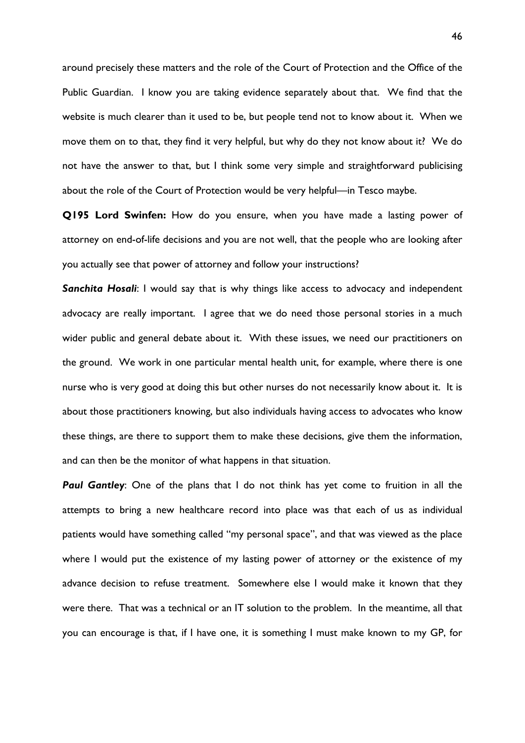around precisely these matters and the role of the Court of Protection and the Office of the Public Guardian. I know you are taking evidence separately about that. We find that the website is much clearer than it used to be, but people tend not to know about it. When we move them on to that, they find it very helpful, but why do they not know about it? We do not have the answer to that, but I think some very simple and straightforward publicising about the role of the Court of Protection would be very helpful—in Tesco maybe.

**Q195 Lord Swinfen:** How do you ensure, when you have made a lasting power of attorney on end-of-life decisions and you are not well, that the people who are looking after you actually see that power of attorney and follow your instructions?

***Sanchita Hosali***: I would say that is why things like access to advocacy and independent advocacy are really important. I agree that we do need those personal stories in a much wider public and general debate about it. With these issues, we need our practitioners on the ground. We work in one particular mental health unit, for example, where there is one nurse who is very good at doing this but other nurses do not necessarily know about it. It is about those practitioners knowing, but also individuals having access to advocates who know these things, are there to support them to make these decisions, give them the information, and can then be the monitor of what happens in that situation.

***Paul Gantley***: One of the plans that I do not think has yet come to fruition in all the attempts to bring a new healthcare record into place was that each of us as individual patients would have something called "my personal space", and that was viewed as the place where I would put the existence of my lasting power of attorney or the existence of my advance decision to refuse treatment. Somewhere else I would make it known that they were there. That was a technical or an IT solution to the problem. In the meantime, all that you can encourage is that, if I have one, it is something I must make known to my GP, for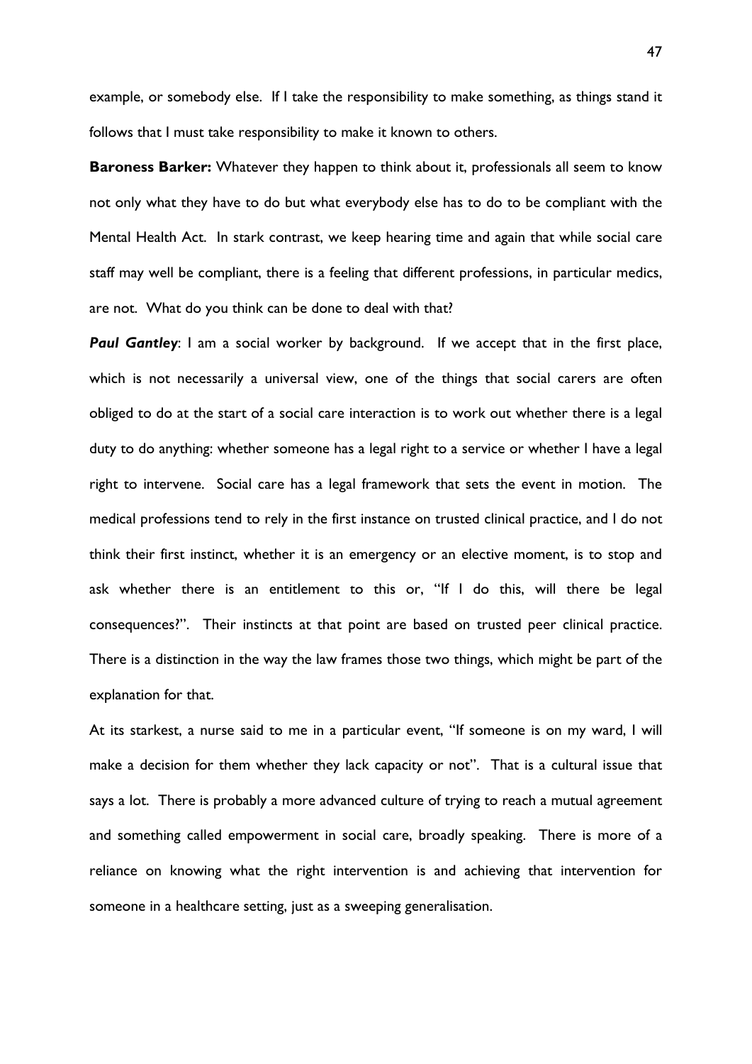example, or somebody else. If I take the responsibility to make something, as things stand it follows that I must take responsibility to make it known to others.

**Baroness Barker:** Whatever they happen to think about it, professionals all seem to know not only what they have to do but what everybody else has to do to be compliant with the Mental Health Act. In stark contrast, we keep hearing time and again that while social care staff may well be compliant, there is a feeling that different professions, in particular medics, are not. What do you think can be done to deal with that?

***Paul Gantley***: I am a social worker by background. If we accept that in the first place, which is not necessarily a universal view, one of the things that social carers are often obliged to do at the start of a social care interaction is to work out whether there is a legal duty to do anything: whether someone has a legal right to a service or whether I have a legal right to intervene. Social care has a legal framework that sets the event in motion. The medical professions tend to rely in the first instance on trusted clinical practice, and I do not think their first instinct, whether it is an emergency or an elective moment, is to stop and ask whether there is an entitlement to this or, "If I do this, will there be legal consequences?". Their instincts at that point are based on trusted peer clinical practice. There is a distinction in the way the law frames those two things, which might be part of the explanation for that.

At its starkest, a nurse said to me in a particular event, "If someone is on my ward, I will make a decision for them whether they lack capacity or not". That is a cultural issue that says a lot. There is probably a more advanced culture of trying to reach a mutual agreement and something called empowerment in social care, broadly speaking. There is more of a reliance on knowing what the right intervention is and achieving that intervention for someone in a healthcare setting, just as a sweeping generalisation.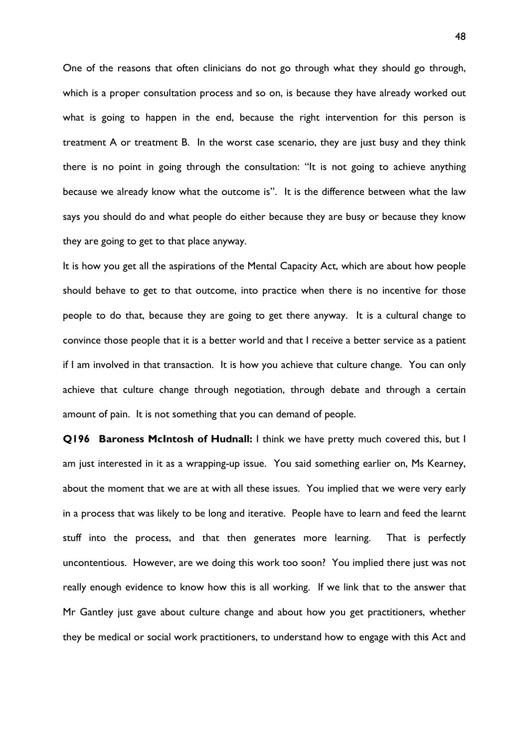One of the reasons that often clinicians do not go through what they should go through, which is a proper consultation process and so on, is because they have already worked out what is going to happen in the end, because the right intervention for this person is treatment A or treatment B. In the worst case scenario, they are just busy and they think there is no point in going through the consultation: "It is not going to achieve anything because we already know what the outcome is". It is the difference between what the law says you should do and what people do either because they are busy or because they know they are going to get to that place anyway.

It is how you get all the aspirations of the Mental Capacity Act, which are about how people should behave to get to that outcome, into practice when there is no incentive for those people to do that, because they are going to get there anyway. It is a cultural change to convince those people that it is a better world and that I receive a better service as a patient if I am involved in that transaction. It is how you achieve that culture change. You can only achieve that culture change through negotiation, through debate and through a certain amount of pain. It is not something that you can demand of people.

**Q196 Baroness McIntosh of Hudnall:** I think we have pretty much covered this, but I am just interested in it as a wrapping-up issue. You said something earlier on, Ms Kearney, about the moment that we are at with all these issues. You implied that we were very early in a process that was likely to be long and iterative. People have to learn and feed the learnt stuff into the process, and that then generates more learning. That is perfectly uncontentious. However, are we doing this work too soon? You implied there just was not really enough evidence to know how this is all working. If we link that to the answer that Mr Gantley just gave about culture change and about how you get practitioners, whether they be medical or social work practitioners, to understand how to engage with this Act and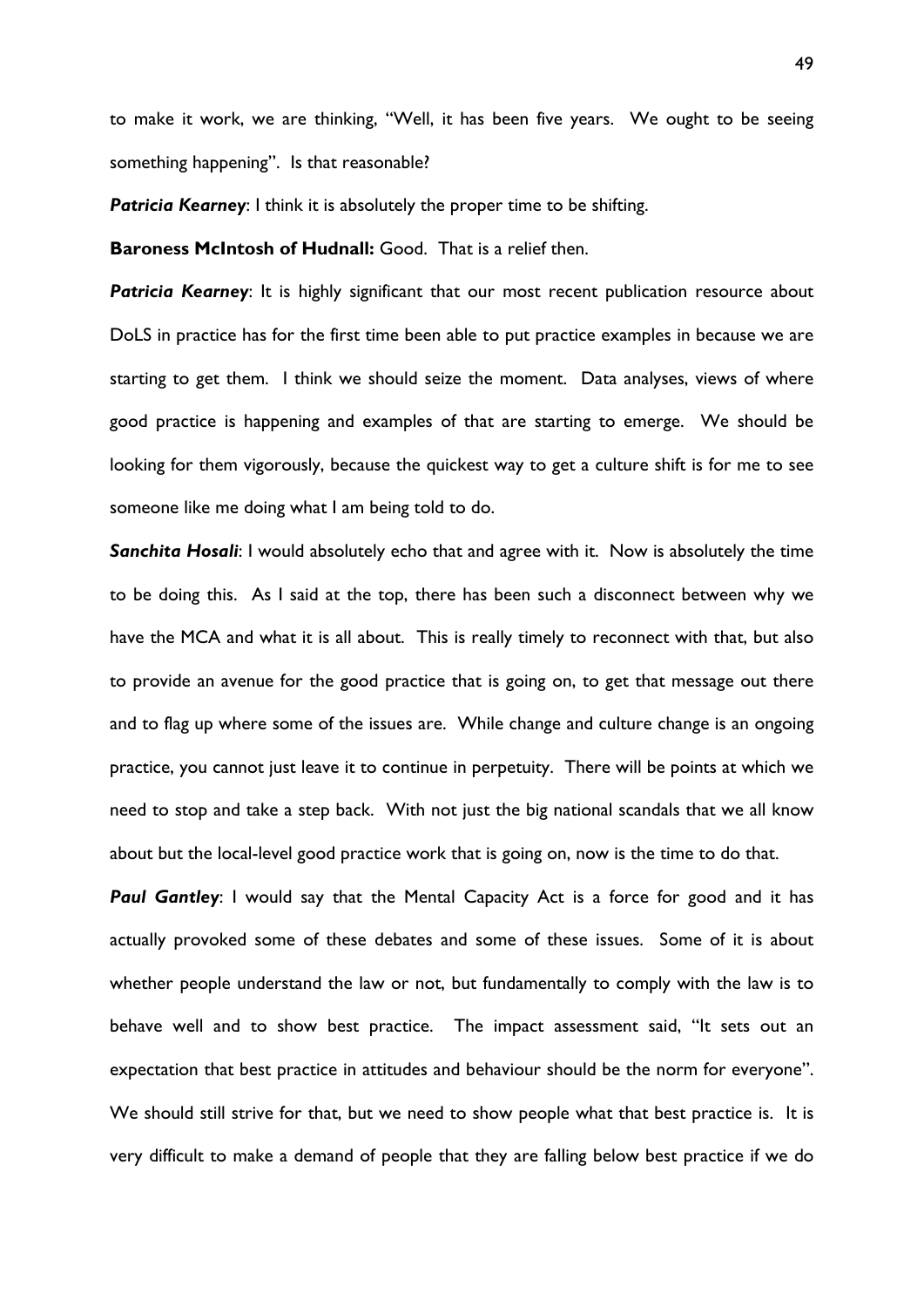to make it work, we are thinking, "Well, it has been five years. We ought to be seeing something happening". Is that reasonable?

***Patricia Kearney***: I think it is absolutely the proper time to be shifting.

**Baroness McIntosh of Hudnall:** Good. That is a relief then.

***Patricia Kearney***: It is highly significant that our most recent publication resource about DoLS in practice has for the first time been able to put practice examples in because we are starting to get them. I think we should seize the moment. Data analyses, views of where good practice is happening and examples of that are starting to emerge. We should be looking for them vigorously, because the quickest way to get a culture shift is for me to see someone like me doing what I am being told to do.

***Sanchita Hosali***: I would absolutely echo that and agree with it. Now is absolutely the time to be doing this. As I said at the top, there has been such a disconnect between why we have the MCA and what it is all about. This is really timely to reconnect with that, but also to provide an avenue for the good practice that is going on, to get that message out there and to flag up where some of the issues are. While change and culture change is an ongoing practice, you cannot just leave it to continue in perpetuity. There will be points at which we need to stop and take a step back. With not just the big national scandals that we all know about but the local-level good practice work that is going on, now is the time to do that.

***Paul Gantley***: I would say that the Mental Capacity Act is a force for good and it has actually provoked some of these debates and some of these issues. Some of it is about whether people understand the law or not, but fundamentally to comply with the law is to behave well and to show best practice. The impact assessment said, "It sets out an expectation that best practice in attitudes and behaviour should be the norm for everyone". We should still strive for that, but we need to show people what that best practice is. It is very difficult to make a demand of people that they are falling below best practice if we do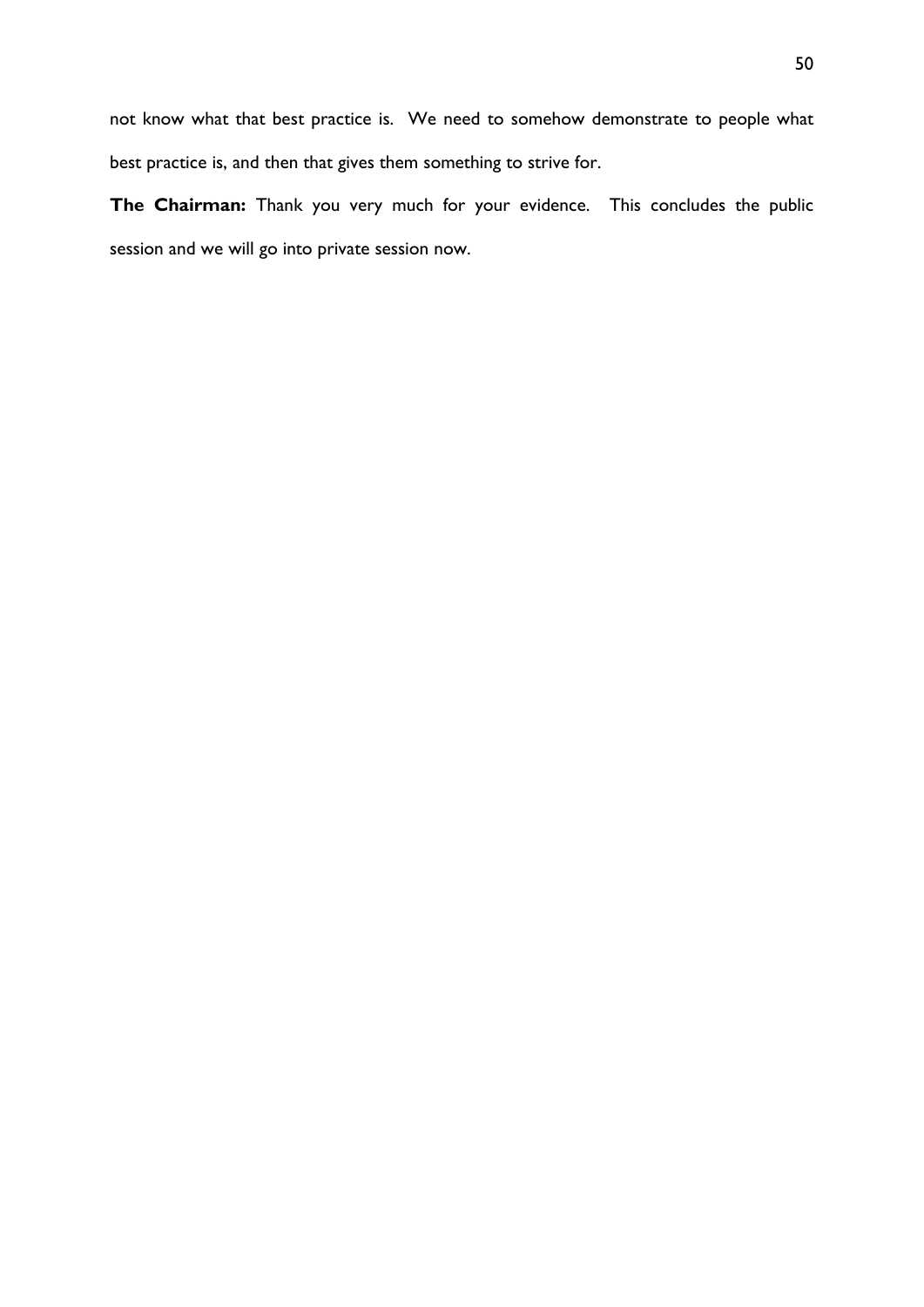not know what that best practice is. We need to somehow demonstrate to people what best practice is, and then that gives them something to strive for.

**The Chairman:** Thank you very much for your evidence. This concludes the public session and we will go into private session now.